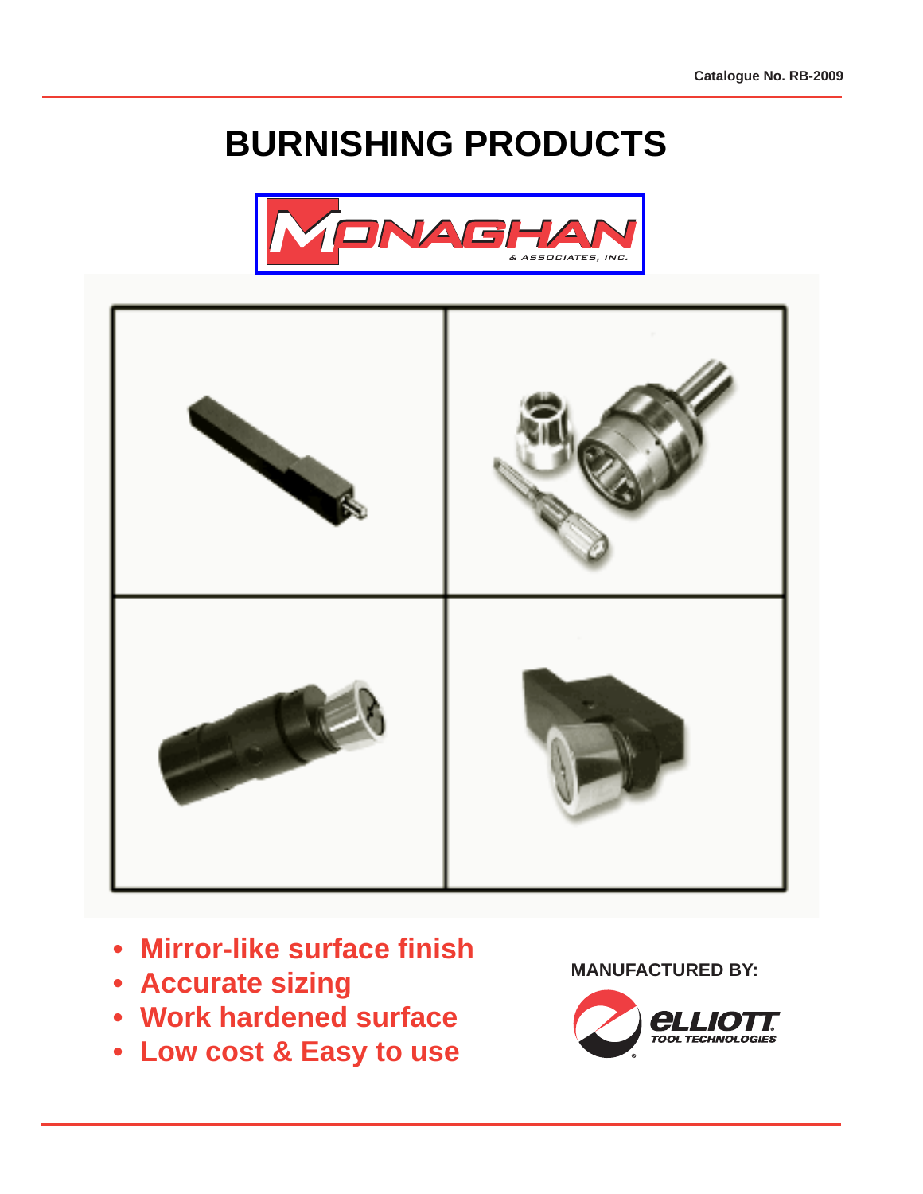Catalogue No. RB-2009

# BURNISHING PRODUCTS

MONAGHAN & ASSOCIATES, INC.

- **Mirror-like surface finish**
- **Accurate sizing**
- **Work hardened surface**
- **Low cost & Easy to use**

**MANUFACTURED BY:**

ELLIOTT TOOL TECHNOLOGIES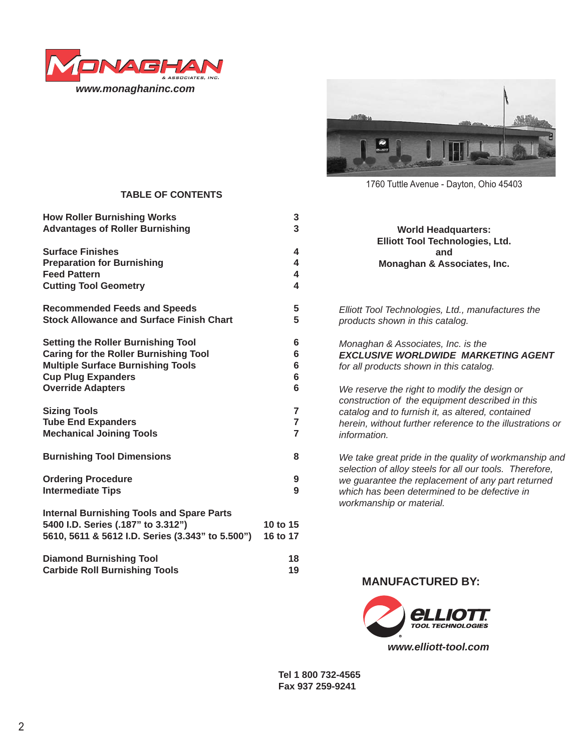MONAGHAN & ASSOCIATES, INC.

***www.monaghaninc.com***

1760 Tuttle Avenue - Dayton, Ohio 45403

## TABLE OF CONTENTS

| | |
|---|---|
| **How Roller Burnishing Works** | **3** |
| **Advantages of Roller Burnishing** | **3** |
| | |
| **Surface Finishes** | **4** |
| **Preparation for Burnishing** | **4** |
| **Feed Pattern** | **4** |
| **Cutting Tool Geometry** | **4** |
| | |
| **Recommended Feeds and Speeds** | **5** |
| **Stock Allowance and Surface Finish Chart** | **5** |
| | |
| **Setting the Roller Burnishing Tool** | **6** |
| **Caring for the Roller Burnishing Tool** | **6** |
| **Multiple Surface Burnishing Tools** | **6** |
| **Cup Plug Expanders** | **6** |
| **Override Adapters** | **6** |
| | |
| **Sizing Tools** | **7** |
| **Tube End Expanders** | **7** |
| **Mechanical Joining Tools** | **7** |
| | |
| **Burnishing Tool Dimensions** | **8** |
| | |
| **Ordering Procedure** | **9** |
| **Intermediate Tips** | **9** |
| | |
| **Internal Burnishing Tools and Spare Parts** | |
| **5400 I.D. Series (.187" to 3.312")** | **10 to 15** |
| **5610, 5611 & 5612 I.D. Series (3.343" to 5.500")** | **16 to 17** |
| | |
| **Diamond Burnishing Tool** | **18** |
| **Carbide Roll Burnishing Tools** | **19** |

**World Headquarters:**
**Elliott Tool Technologies, Ltd.**
**and**
**Monaghan & Associates, Inc.**

*Elliott Tool Technologies, Ltd., manufactures the products shown in this catalog.*

*Monaghan & Associates, Inc. is the* ***EXCLUSIVE WORLDWIDE MARKETING AGENT*** *for all products shown in this catalog.*

*We reserve the right to modify the design or construction of the equipment described in this catalog and to furnish it, as altered, contained herein, without further reference to the illustrations or information.*

*We take great pride in the quality of workmanship and selection of alloy steels for all our tools. Therefore, we guarantee the replacement of any part returned which has been determined to be defective in workmanship or material.*

### MANUFACTURED BY:

ELLIOTT TOOL TECHNOLOGIES

***www.elliott-tool.com***

**Tel 1 800 732-4565**
**Fax 937 259-9241**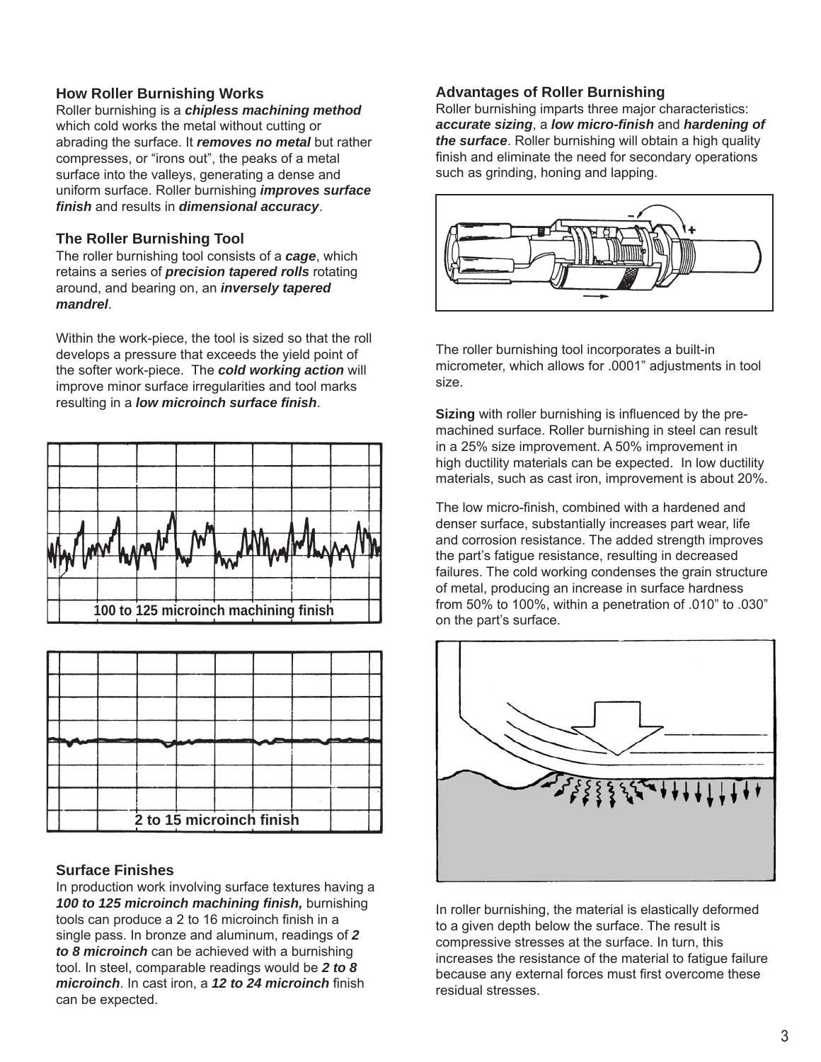## How Roller Burnishing Works

Roller burnishing is a ***chipless machining method*** which cold works the metal without cutting or abrading the surface. It ***removes no metal*** but rather compresses, or "irons out", the peaks of a metal surface into the valleys, generating a dense and uniform surface. Roller burnishing ***improves surface finish*** and results in ***dimensional accuracy***.

## The Roller Burnishing Tool

The roller burnishing tool consists of a ***cage***, which retains a series of ***precision tapered rolls*** rotating around, and bearing on, an ***inversely tapered mandrel***.

Within the work-piece, the tool is sized so that the roll develops a pressure that exceeds the yield point of the softer work-piece. The ***cold working action*** will improve minor surface irregularities and tool marks resulting in a ***low microinch surface finish***.

100 to 125 microinch machining finish

2 to 15 microinch finish

## Surface Finishes

In production work involving surface textures having a ***100 to 125 microinch machining finish,*** burnishing tools can produce a 2 to 16 microinch finish in a single pass. In bronze and aluminum, readings of ***2 to 8 microinch*** can be achieved with a burnishing tool. In steel, comparable readings would be ***2 to 8 microinch***. In cast iron, a ***12 to 24 microinch*** finish can be expected.

## Advantages of Roller Burnishing

Roller burnishing imparts three major characteristics: ***accurate sizing***, a ***low micro-finish*** and ***hardening of the surface***. Roller burnishing will obtain a high quality finish and eliminate the need for secondary operations such as grinding, honing and lapping.

The roller burnishing tool incorporates a built-in micrometer, which allows for .0001" adjustments in tool size.

**Sizing** with roller burnishing is influenced by the pre-machined surface. Roller burnishing in steel can result in a 25% size improvement. A 50% improvement in high ductility materials can be expected. In low ductility materials, such as cast iron, improvement is about 20%.

The low micro-finish, combined with a hardened and denser surface, substantially increases part wear, life and corrosion resistance. The added strength improves the part's fatigue resistance, resulting in decreased failures. The cold working condenses the grain structure of metal, producing an increase in surface hardness from 50% to 100%, within a penetration of .010" to .030" on the part's surface.

In roller burnishing, the material is elastically deformed to a given depth below the surface. The result is compressive stresses at the surface. In turn, this increases the resistance of the material to fatigue failure because any external forces must first overcome these residual stresses.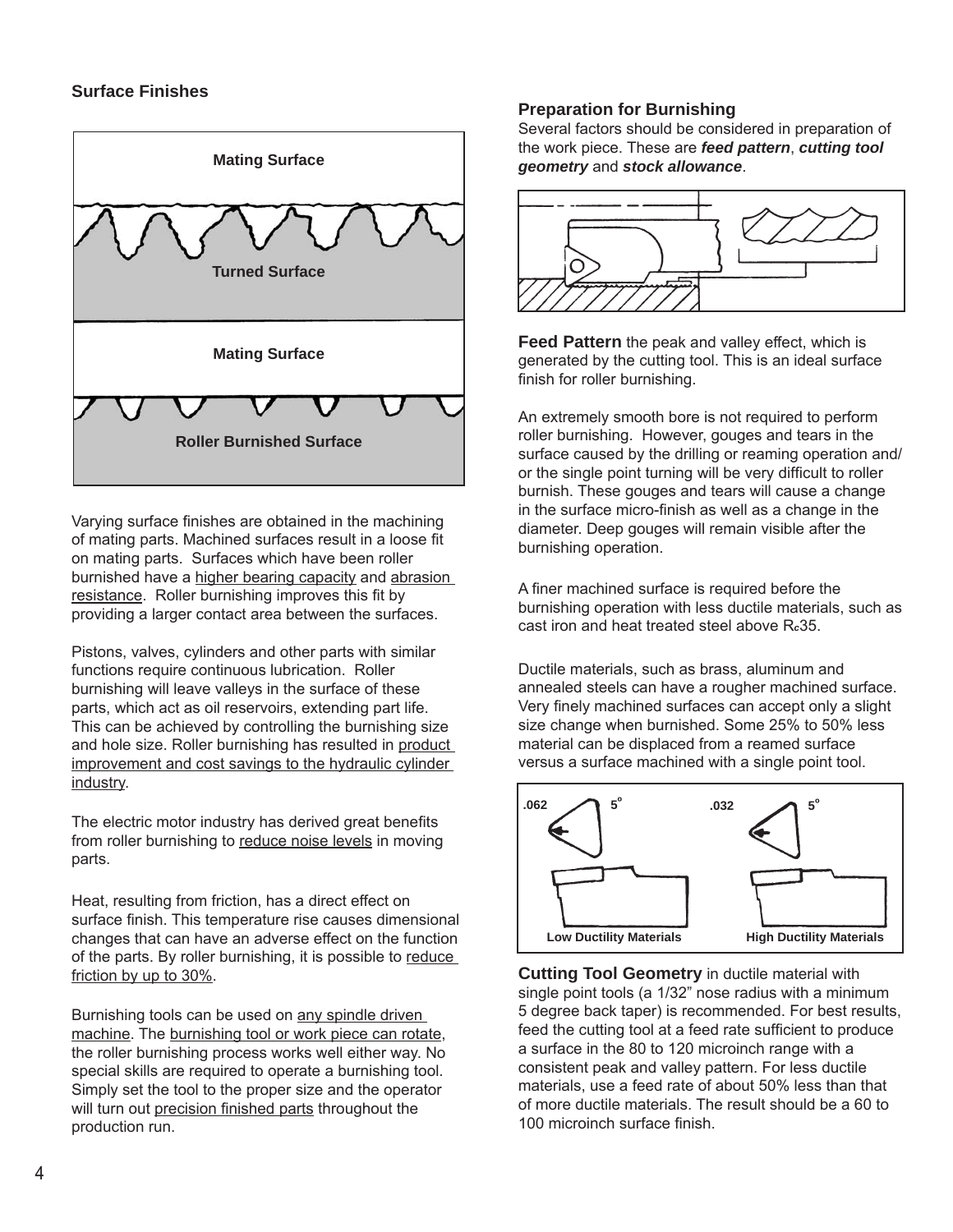## Surface Finishes

Mating Surface

Turned Surface

Mating Surface

Roller Burnished Surface

Varying surface finishes are obtained in the machining of mating parts. Machined surfaces result in a loose fit on mating parts. Surfaces which have been roller burnished have a higher bearing capacity and abrasion resistance. Roller burnishing improves this fit by providing a larger contact area between the surfaces.

Pistons, valves, cylinders and other parts with similar functions require continuous lubrication. Roller burnishing will leave valleys in the surface of these parts, which act as oil reservoirs, extending part life. This can be achieved by controlling the burnishing size and hole size. Roller burnishing has resulted in product improvement and cost savings to the hydraulic cylinder industry.

The electric motor industry has derived great benefits from roller burnishing to reduce noise levels in moving parts.

Heat, resulting from friction, has a direct effect on surface finish. This temperature rise causes dimensional changes that can have an adverse effect on the function of the parts. By roller burnishing, it is possible to reduce friction by up to 30%.

Burnishing tools can be used on any spindle driven machine. The burnishing tool or work piece can rotate, the roller burnishing process works well either way. No special skills are required to operate a burnishing tool. Simply set the tool to the proper size and the operator will turn out precision finished parts throughout the production run.

## Preparation for Burnishing

Several factors should be considered in preparation of the work piece. These are ***feed pattern***, ***cutting tool geometry*** and ***stock allowance***.

**Feed Pattern** the peak and valley effect, which is generated by the cutting tool. This is an ideal surface finish for roller burnishing.

An extremely smooth bore is not required to perform roller burnishing. However, gouges and tears in the surface caused by the drilling or reaming operation and/or the single point turning will be very difficult to roller burnish. These gouges and tears will cause a change in the surface micro-finish as well as a change in the diameter. Deep gouges will remain visible after the burnishing operation.

A finer machined surface is required before the burnishing operation with less ductile materials, such as cast iron and heat treated steel above $R_c$35.

Ductile materials, such as brass, aluminum and annealed steels can have a rougher machined surface. Very finely machined surfaces can accept only a slight size change when burnished. Some 25% to 50% less material can be displaced from a reamed surface versus a surface machined with a single point tool.

.062 5° .032 5°

Low Ductility Materials High Ductility Materials

**Cutting Tool Geometry** in ductile material with single point tools (a 1/32" nose radius with a minimum 5 degree back taper) is recommended. For best results, feed the cutting tool at a feed rate sufficient to produce a surface in the 80 to 120 microinch range with a consistent peak and valley pattern. For less ductile materials, use a feed rate of about 50% less than that of more ductile materials. The result should be a 60 to 100 microinch surface finish.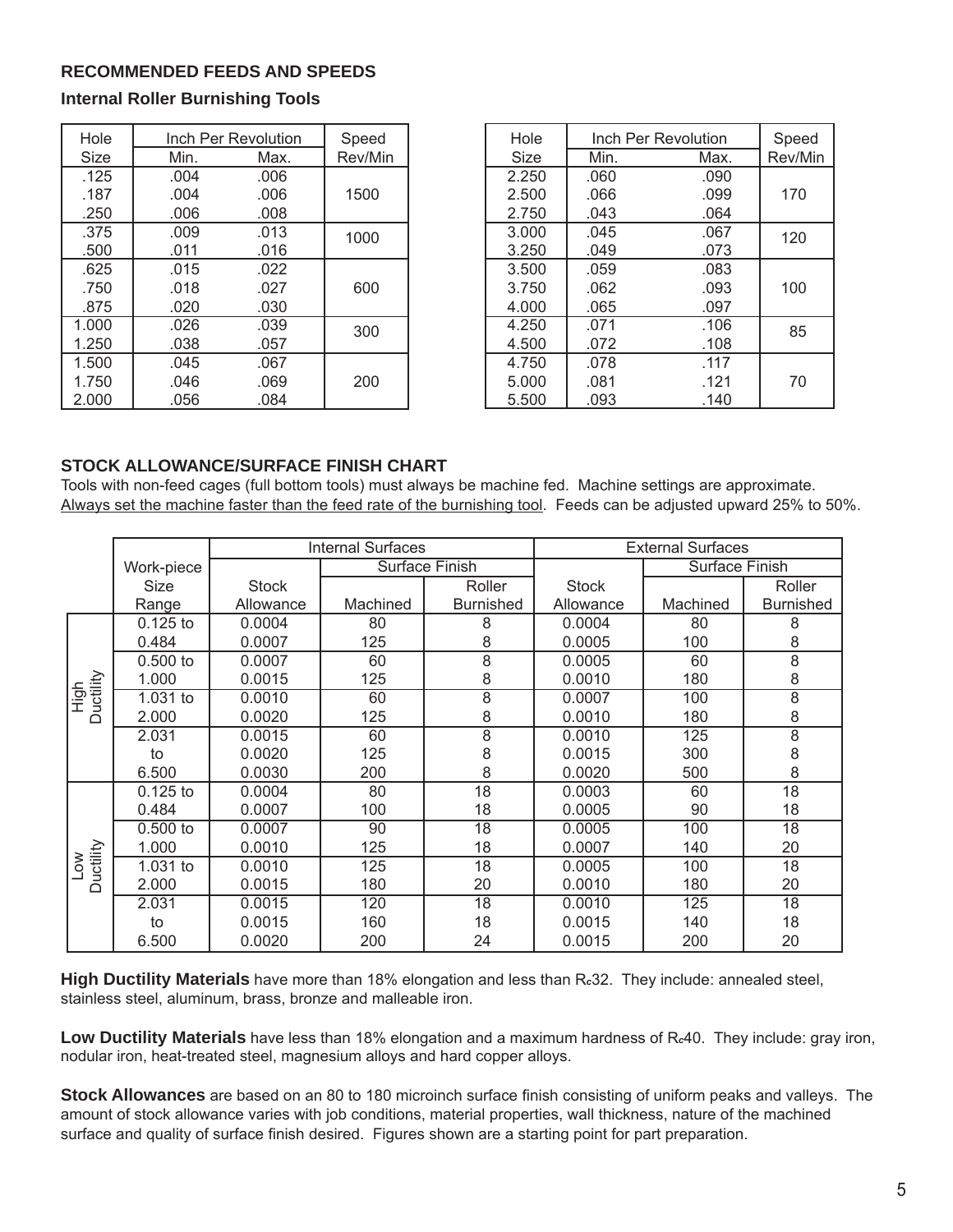## RECOMMENDED FEEDS AND SPEEDS

### Internal Roller Burnishing Tools

| Hole Size | Inch Per Revolution Min. | Inch Per Revolution Max. | Speed Rev/Min |
|---|---|---|---|
| .125 | .004 | .006 | 1500 |
| .187 | .004 | .006 | |
| .250 | .006 | .008 | |
| .375 | .009 | .013 | 1000 |
| .500 | .011 | .016 | |
| .625 | .015 | .022 | 600 |
| .750 | .018 | .027 | |
| .875 | .020 | .030 | |
| 1.000 | .026 | .039 | 300 |
| 1.250 | .038 | .057 | |
| 1.500 | .045 | .067 | 200 |
| 1.750 | .046 | .069 | |
| 2.000 | .056 | .084 | |

| Hole Size | Inch Per Revolution Min. | Inch Per Revolution Max. | Speed Rev/Min |
|---|---|---|---|
| 2.250 | .060 | .090 | 170 |
| 2.500 | .066 | .099 | |
| 2.750 | .043 | .064 | |
| 3.000 | .045 | .067 | 120 |
| 3.250 | .049 | .073 | |
| 3.500 | .059 | .083 | 100 |
| 3.750 | .062 | .093 | |
| 4.000 | .065 | .097 | |
| 4.250 | .071 | .106 | 85 |
| 4.500 | .072 | .108 | |
| 4.750 | .078 | .117 | 70 |
| 5.000 | .081 | .121 | |
| 5.500 | .093 | .140 | |

## STOCK ALLOWANCE/SURFACE FINISH CHART

Tools with non-feed cages (full bottom tools) must always be machine fed. Machine settings are approximate. Always set the machine faster than the feed rate of the burnishing tool. Feeds can be adjusted upward 25% to 50%.

| | Work-piece Size Range | Internal Surfaces | | | External Surfaces | | |
|---|---|---|---|---|---|---|---|
| | | Stock Allowance | Surface Finish Machined | Surface Finish Roller Burnished | Stock Allowance | Surface Finish Machined | Surface Finish Roller Burnished |
| High Ductility | 0.125 to | 0.0004 | 80 | 8 | 0.0004 | 80 | 8 |
| | 0.484 | 0.0007 | 125 | 8 | 0.0005 | 100 | 8 |
| | 0.500 to | 0.0007 | 60 | 8 | 0.0005 | 60 | 8 |
| | 1.000 | 0.0015 | 125 | 8 | 0.0010 | 180 | 8 |
| | 1.031 to | 0.0010 | 60 | 8 | 0.0007 | 100 | 8 |
| | 2.000 | 0.0020 | 125 | 8 | 0.0010 | 180 | 8 |
| | 2.031 | 0.0015 | 60 | 8 | 0.0010 | 125 | 8 |
| | to | 0.0020 | 125 | 8 | 0.0015 | 300 | 8 |
| | 6.500 | 0.0030 | 200 | 8 | 0.0020 | 500 | 8 |
| Low Ductility | 0.125 to | 0.0004 | 80 | 18 | 0.0003 | 60 | 18 |
| | 0.484 | 0.0007 | 100 | 18 | 0.0005 | 90 | 18 |
| | 0.500 to | 0.0007 | 90 | 18 | 0.0005 | 100 | 18 |
| | 1.000 | 0.0010 | 125 | 18 | 0.0007 | 140 | 20 |
| | 1.031 to | 0.0010 | 125 | 18 | 0.0005 | 100 | 18 |
| | 2.000 | 0.0015 | 180 | 20 | 0.0010 | 180 | 20 |
| | 2.031 | 0.0015 | 120 | 18 | 0.0010 | 125 | 18 |
| | to | 0.0015 | 160 | 18 | 0.0015 | 140 | 18 |
| | 6.500 | 0.0020 | 200 | 24 | 0.0015 | 200 | 20 |

**High Ductility Materials** have more than 18% elongation and less than $R_c$32. They include: annealed steel, stainless steel, aluminum, brass, bronze and malleable iron.

**Low Ductility Materials** have less than 18% elongation and a maximum hardness of $R_c$40. They include: gray iron, nodular iron, heat-treated steel, magnesium alloys and hard copper alloys.

**Stock Allowances** are based on an 80 to 180 microinch surface finish consisting of uniform peaks and valleys. The amount of stock allowance varies with job conditions, material properties, wall thickness, nature of the machined surface and quality of surface finish desired. Figures shown are a starting point for part preparation.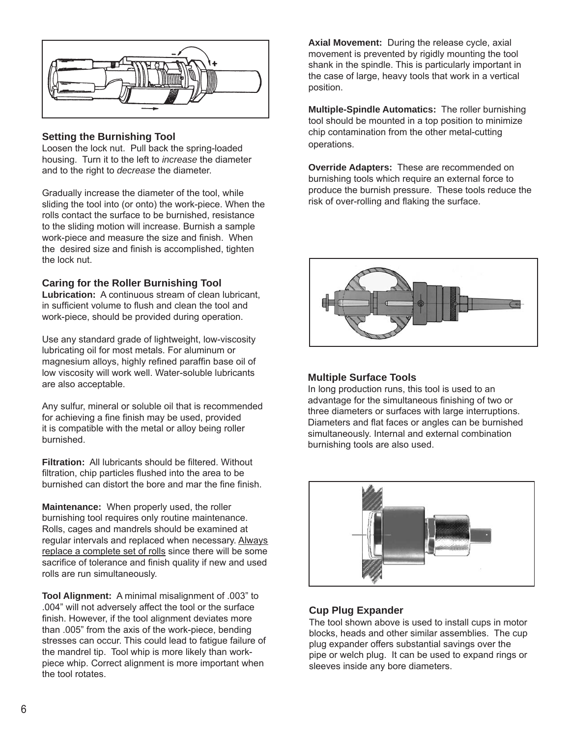## Setting the Burnishing Tool

Loosen the lock nut. Pull back the spring-loaded housing. Turn it to the left to *increase* the diameter and to the right to *decrease* the diameter.

Gradually increase the diameter of the tool, while sliding the tool into (or onto) the work-piece. When the rolls contact the surface to be burnished, resistance to the sliding motion will increase. Burnish a sample work-piece and measure the size and finish. When the desired size and finish is accomplished, tighten the lock nut.

## Caring for the Roller Burnishing Tool

**Lubrication:** A continuous stream of clean lubricant, in sufficient volume to flush and clean the tool and work-piece, should be provided during operation.

Use any standard grade of lightweight, low-viscosity lubricating oil for most metals. For aluminum or magnesium alloys, highly refined paraffin base oil of low viscosity will work well. Water-soluble lubricants are also acceptable.

Any sulfur, mineral or soluble oil that is recommended for achieving a fine finish may be used, provided it is compatible with the metal or alloy being roller burnished.

**Filtration:** All lubricants should be filtered. Without filtration, chip particles flushed into the area to be burnished can distort the bore and mar the fine finish.

**Maintenance:** When properly used, the roller burnishing tool requires only routine maintenance. Rolls, cages and mandrels should be examined at regular intervals and replaced when necessary. Always replace a complete set of rolls since there will be some sacrifice of tolerance and finish quality if new and used rolls are run simultaneously.

**Tool Alignment:** A minimal misalignment of .003” to .004” will not adversely affect the tool or the surface finish. However, if the tool alignment deviates more than .005” from the axis of the work-piece, bending stresses can occur. This could lead to fatigue failure of the mandrel tip. Tool whip is more likely than work-piece whip. Correct alignment is more important when the tool rotates.

**Axial Movement:** During the release cycle, axial movement is prevented by rigidly mounting the tool shank in the spindle. This is particularly important in the case of large, heavy tools that work in a vertical position.

**Multiple-Spindle Automatics:** The roller burnishing tool should be mounted in a top position to minimize chip contamination from the other metal-cutting operations.

**Override Adapters:** These are recommended on burnishing tools which require an external force to produce the burnish pressure. These tools reduce the risk of over-rolling and flaking the surface.

## Multiple Surface Tools

In long production runs, this tool is used to an advantage for the simultaneous finishing of two or three diameters or surfaces with large interruptions. Diameters and flat faces or angles can be burnished simultaneously. Internal and external combination burnishing tools are also used.

## Cup Plug Expander

The tool shown above is used to install cups in motor blocks, heads and other similar assemblies. The cup plug expander offers substantial savings over the pipe or welch plug. It can be used to expand rings or sleeves inside any bore diameters.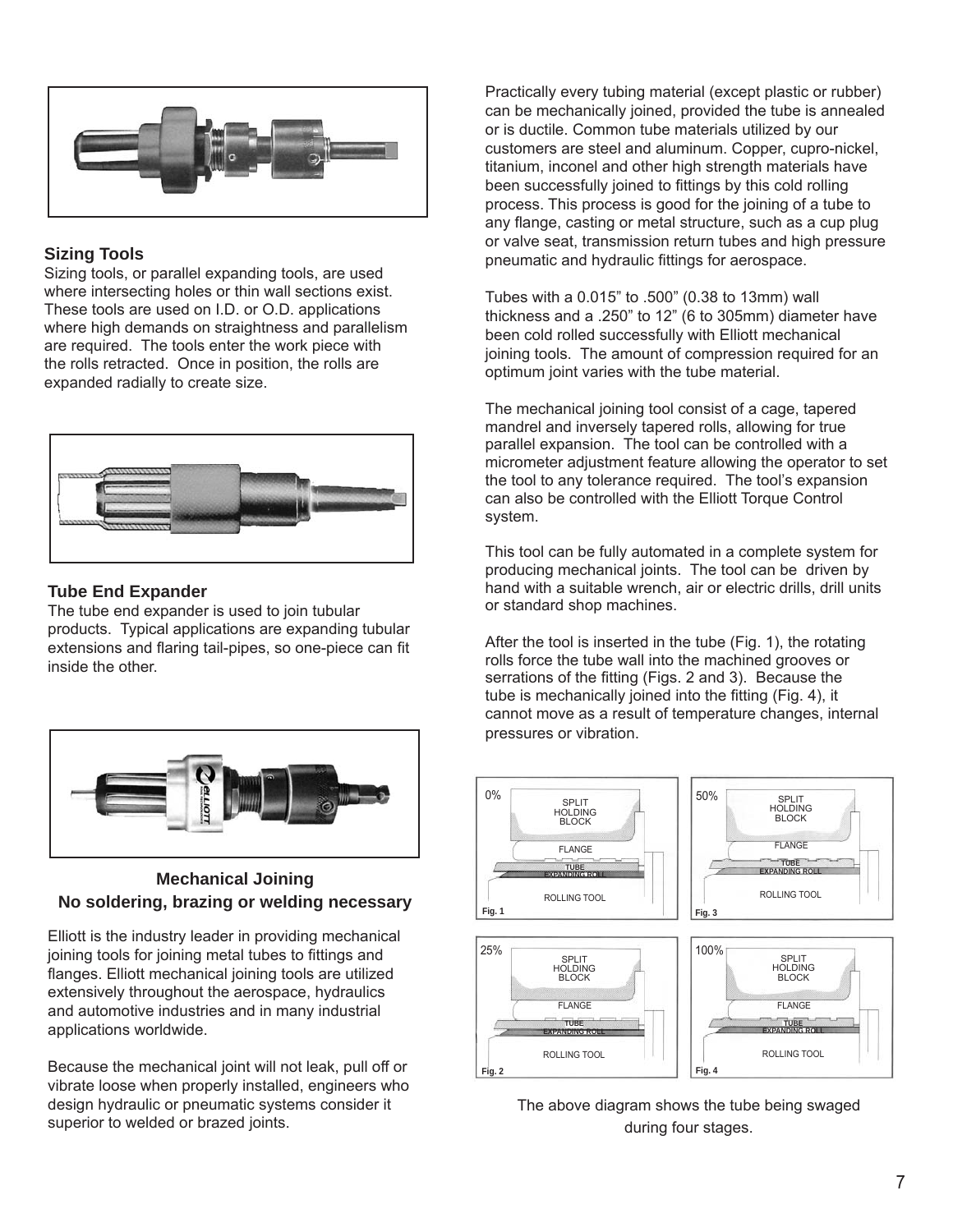## Sizing Tools

Sizing tools, or parallel expanding tools, are used where intersecting holes or thin wall sections exist. These tools are used on I.D. or O.D. applications where high demands on straightness and parallelism are required. The tools enter the work piece with the rolls retracted. Once in position, the rolls are expanded radially to create size.

## Tube End Expander

The tube end expander is used to join tubular products. Typical applications are expanding tubular extensions and flaring tail-pipes, so one-piece can fit inside the other.

## Mechanical Joining
## No soldering, brazing or welding necessary

Elliott is the industry leader in providing mechanical joining tools for joining metal tubes to fittings and flanges. Elliott mechanical joining tools are utilized extensively throughout the aerospace, hydraulics and automotive industries and in many industrial applications worldwide.

Because the mechanical joint will not leak, pull off or vibrate loose when properly installed, engineers who design hydraulic or pneumatic systems consider it superior to welded or brazed joints.

Practically every tubing material (except plastic or rubber) can be mechanically joined, provided the tube is annealed or is ductile. Common tube materials utilized by our customers are steel and aluminum. Copper, cupro-nickel, titanium, inconel and other high strength materials have been successfully joined to fittings by this cold rolling process. This process is good for the joining of a tube to any flange, casting or metal structure, such as a cup plug or valve seat, transmission return tubes and high pressure pneumatic and hydraulic fittings for aerospace.

Tubes with a 0.015" to .500" (0.38 to 13mm) wall thickness and a .250" to 12" (6 to 305mm) diameter have been cold rolled successfully with Elliott mechanical joining tools. The amount of compression required for an optimum joint varies with the tube material.

The mechanical joining tool consist of a cage, tapered mandrel and inversely tapered rolls, allowing for true parallel expansion. The tool can be controlled with a micrometer adjustment feature allowing the operator to set the tool to any tolerance required. The tool's expansion can also be controlled with the Elliott Torque Control system.

This tool can be fully automated in a complete system for producing mechanical joints. The tool can be driven by hand with a suitable wrench, air or electric drills, drill units or standard shop machines.

After the tool is inserted in the tube (Fig. 1), the rotating rolls force the tube wall into the machined grooves or serrations of the fitting (Figs. 2 and 3). Because the tube is mechanically joined into the fitting (Fig. 4), it cannot move as a result of temperature changes, internal pressures or vibration.

Fig. 1 (0%), Fig. 2 (25%), Fig. 3 (50%), Fig. 4 (100%) — SPLIT HOLDING BLOCK, FLANGE, TUBE, EXPANDING ROLL, ROLLING TOOL

The above diagram shows the tube being swaged during four stages.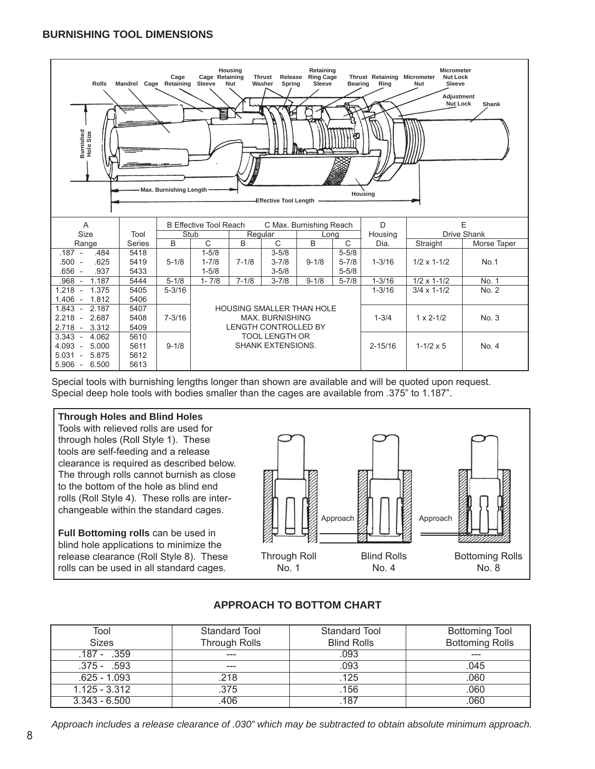## BURNISHING TOOL DIMENSIONS

Rolls, Mandrel, Cage, Cage Retaining, Cage Retaining Sleeve, Housing Retaining Nut, Thrust Washer, Release Spring, Retaining Ring Cage Sleeve, Thrust Bearing, Retaining Ring, Micrometer Nut, Micrometer Nut Lock Sleeve, Adjustment Nut Lock, Shank, Burnished Hole Size, Max. Burnishing Length, Housing, Effective Tool Length

| A | Tool | B Effective Tool Reach | C Max. Burnishing Reach | | | | | D | E | |
|---|---|---|---|---|---|---|---|---|---|---|
| Size | | Stub | | Regular | | Long | | Housing | Drive Shank | |
| Range | Series | B | C | B | C | B | C | Dia. | Straight | Morse Taper |
| .187 - .484 | 5418 | 5-1/8 | 1-5/8 | 7-1/8 | 3-5/8 | 9-1/8 | 5-5/8 | 1-3/16 | 1/2 x 1-1/2 | No.1 |
| .500 - .625 | 5419 | | 1-7/8 | | 3-7/8 | | 5-7/8 | | | |
| .656 - .937 | 5433 | | 1-5/8 | | 3-5/8 | | 5-5/8 | | | |
| .968 - 1.187 | 5444 | 5-1/8 | 1- 7/8 | 7-1/8 | 3-7/8 | 9-1/8 | 5-7/8 | 1-3/16 | 1/2 x 1-1/2 | No. 1 |
| 1.218 - 1.375 | 5405 | 5-3/16 | HOUSING SMALLER THAN HOLE MAX. BURNISHING LENGTH CONTROLLED BY TOOL LENGTH OR SHANK EXTENSIONS. | | | | | 1-3/16 | 3/4 x 1-1/2 | No. 2 |
| 1.406 - 1.812 | 5406 | | | | | | | | | |
| 1.843 - 2.187 | 5407 | 7-3/16 | | | | | | 1-3/4 | 1 x 2-1/2 | No. 3 |
| 2.218 - 2.687 | 5408 | | | | | | | | | |
| 2.718 - 3.312 | 5409 | | | | | | | | | |
| 3.343 - 4.062 | 5610 | 9-1/8 | | | | | | 2-15/16 | 1-1/2 x 5 | No. 4 |
| 4.093 - 5.000 | 5611 | | | | | | | | | |
| 5.031 - 5.875 | 5612 | | | | | | | | | |
| 5.906 - 6.500 | 5613 | | | | | | | | | |

Special tools with burnishing lengths longer than shown are available and will be quoted upon request.
Special deep hole tools with bodies smaller than the cages are available from .375" to 1.187".

**Through Holes and Blind Holes**
Tools with relieved rolls are used for through holes (Roll Style 1). These tools are self-feeding and a release clearance is required as described below. The through rolls cannot burnish as close to the bottom of the hole as blind end rolls (Roll Style 4). These rolls are interchangeable within the standard cages.

**Full Bottoming rolls** can be used in blind hole applications to minimize the release clearance (Roll Style 8). These rolls can be used in all standard cages.

Approach — Through Roll No. 1 — Blind Rolls No. 4 — Approach — Bottoming Rolls No. 8

### APPROACH TO BOTTOM CHART

| Tool Sizes | Standard Tool Through Rolls | Standard Tool Blind Rolls | Bottoming Tool Bottoming Rolls |
|---|---|---|---|
| .187 - .359 | --- | .093 | --- |
| .375 - .593 | --- | .093 | .045 |
| .625 - 1.093 | .218 | .125 | .060 |
| 1.125 - 3.312 | .375 | .156 | .060 |
| 3.343 - 6.500 | .406 | .187 | .060 |

*Approach includes a release clearance of .030" which may be subtracted to obtain absolute minimum approach.*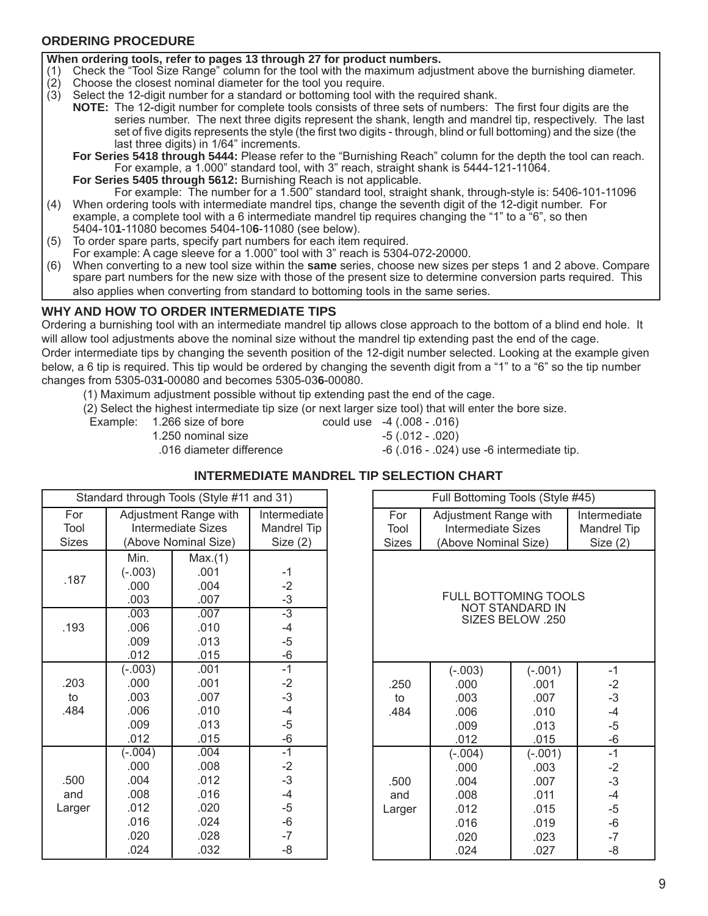## ORDERING PROCEDURE

**When ordering tools, refer to pages 13 through 27 for product numbers.**

(1) Check the "Tool Size Range" column for the tool with the maximum adjustment above the burnishing diameter.

(2) Choose the closest nominal diameter for the tool you require.

(3) Select the 12-digit number for a standard or bottoming tool with the required shank.

**NOTE:** The 12-digit number for complete tools consists of three sets of numbers: The first four digits are the series number. The next three digits represent the shank, length and mandrel tip, respectively. The last set of five digits represents the style (the first two digits - through, blind or full bottoming) and the size (the last three digits) in 1/64" increments.

**For Series 5418 through 5444:** Please refer to the "Burnishing Reach" column for the depth the tool can reach. For example, a 1.000" standard tool, with 3" reach, straight shank is 5444-121-11064.

**For Series 5405 through 5612:** Burnishing Reach is not applicable. For example: The number for a 1.500" standard tool, straight shank, through-style is: 5406-101-11096

(4) When ordering tools with intermediate mandrel tips, change the seventh digit of the 12-digit number. For example, a complete tool with a 6 intermediate mandrel tip requires changing the "1" to a "6", so then 5404-10**1**-11080 becomes 5404-10**6**-11080 (see below).

(5) To order spare parts, specify part numbers for each item required. For example: A cage sleeve for a 1.000" tool with 3" reach is 5304-072-20000.

(6) When converting to a new tool size within the **same** series, choose new sizes per steps 1 and 2 above. Compare spare part numbers for the new size with those of the present size to determine conversion parts required. This also applies when converting from standard to bottoming tools in the same series.

## WHY AND HOW TO ORDER INTERMEDIATE TIPS

Ordering a burnishing tool with an intermediate mandrel tip allows close approach to the bottom of a blind end hole. It will allow tool adjustments above the nominal size without the mandrel tip extending past the end of the cage.

Order intermediate tips by changing the seventh position of the 12-digit number selected. Looking at the example given below, a 6 tip is required. This tip would be ordered by changing the seventh digit from a "1" to a "6" so the tip number changes from 5305-03**1**-00080 and becomes 5305-03**6**-00080.

(1) Maximum adjustment possible without tip extending past the end of the cage.

(2) Select the highest intermediate tip size (or next larger size tool) that will enter the bore size.

Example: 1.266 size of bore — could use -4 (.008 - .016)
1.250 nominal size — -5 (.012 - .020)
.016 diameter difference — -6 (.016 - .024) use -6 intermediate tip.

### INTERMEDIATE MANDREL TIP SELECTION CHART

**Standard through Tools (Style #11 and 31)**

| For Tool Sizes | Adjustment Range with Intermediate Sizes (Above Nominal Size) Min. | Max.(1) | Intermediate Mandrel Tip Size (2) |
|---|---|---|---|
| .187 | (-.003) | .001 | -1 |
| | .000 | .004 | -2 |
| | .003 | .007 | -3 |
| .193 | .003 | .007 | -3 |
| | .006 | .010 | -4 |
| | .009 | .013 | -5 |
| | .012 | .015 | -6 |
| .203 to .484 | (-.003) | .001 | -1 |
| | .000 | .001 | -2 |
| | .003 | .007 | -3 |
| | .006 | .010 | -4 |
| | .009 | .013 | -5 |
| | .012 | .015 | -6 |
| .500 and Larger | (-.004) | .004 | -1 |
| | .000 | .008 | -2 |
| | .004 | .012 | -3 |
| | .008 | .016 | -4 |
| | .012 | .020 | -5 |
| | .016 | .024 | -6 |
| | .020 | .028 | -7 |
| | .024 | .032 | -8 |

**Full Bottoming Tools (Style #45)**

| For Tool Sizes | Adjustment Range with Intermediate Sizes (Above Nominal Size) | | Intermediate Mandrel Tip Size (2) |
|---|---|---|---|
| FULL BOTTOMING TOOLS NOT STANDARD IN SIZES BELOW .250 | | | |
| .250 to .484 | (-.003) | (-.001) | -1 |
| | .000 | .001 | -2 |
| | .003 | .007 | -3 |
| | .006 | .010 | -4 |
| | .009 | .013 | -5 |
| | .012 | .015 | -6 |
| .500 and Larger | (-.004) | (-.001) | -1 |
| | .000 | .003 | -2 |
| | .004 | .007 | -3 |
| | .008 | .011 | -4 |
| | .012 | .015 | -5 |
| | .016 | .019 | -6 |
| | .020 | .023 | -7 |
| | .024 | .027 | -8 |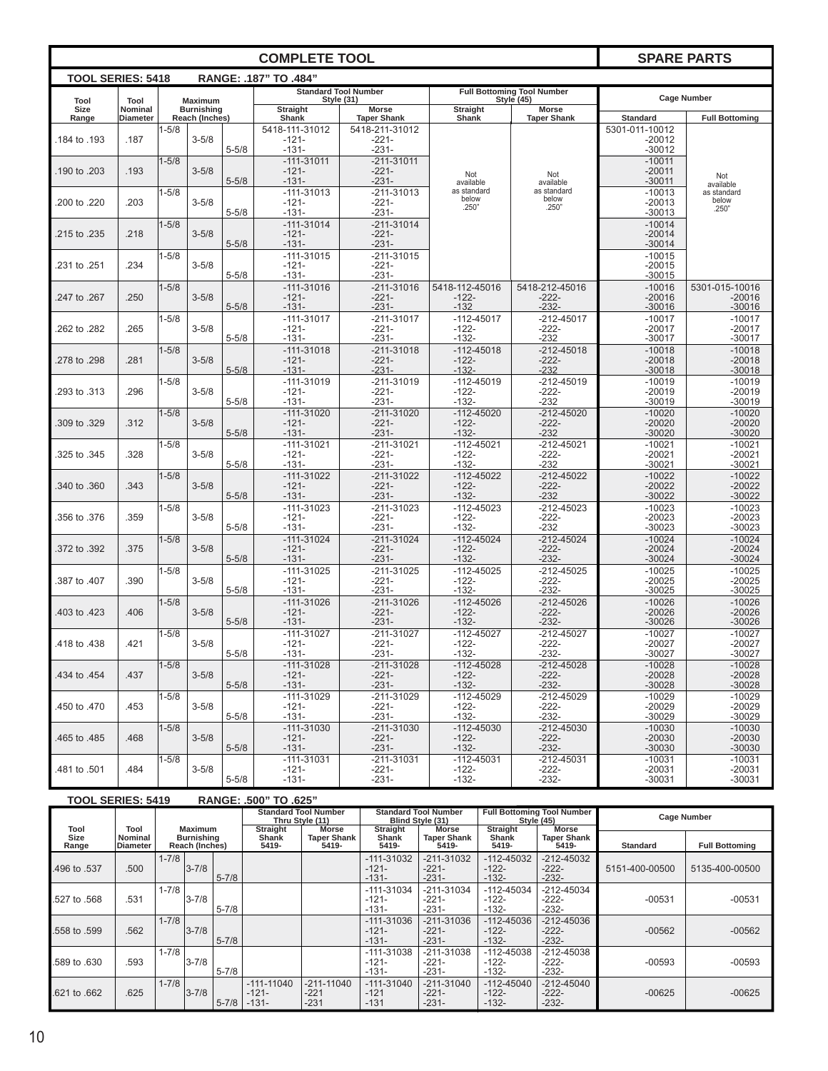## COMPLETE TOOL / SPARE PARTS

**TOOL SERIES: 5418 RANGE: .187" TO .484"**

| Tool Size Range | Tool Nominal Diameter | Maximum Burnishing Reach (Inches) | | | Standard Tool Number Style (31) Straight Shank | Standard Tool Number Style (31) Morse Taper Shank | Full Bottoming Tool Number Style (45) Straight Shank | Full Bottoming Tool Number Style (45) Morse Taper Shank | Cage Number Standard | Cage Number Full Bottoming |
|---|---|---|---|---|---|---|---|---|---|---|
| .184 to .193 | .187 | 1-5/8 | 3-5/8 | 5-5/8 | 5418-111-31012<br>-121-<br>-131- | 5418-211-31012<br>-221-<br>-231- | Not available as standard below .250" | Not available as standard below .250" | 5301-011-10012<br>-20012<br>-30012 | Not available as standard below .250" |
| .190 to .203 | .193 | 1-5/8 | 3-5/8 | 5-5/8 | -111-31011<br>-121-<br>-131- | -211-31011<br>-221-<br>-231- | | | -10011<br>-20011<br>-30011 | |
| .200 to .220 | .203 | 1-5/8 | 3-5/8 | 5-5/8 | -111-31013<br>-121-<br>-131- | -211-31013<br>-221-<br>-231- | | | -10013<br>-20013<br>-30013 | |
| .215 to .235 | .218 | 1-5/8 | 3-5/8 | 5-5/8 | -111-31014<br>-121-<br>-131- | -211-31014<br>-221-<br>-231- | | | -10014<br>-20014<br>-30014 | |
| .231 to .251 | .234 | 1-5/8 | 3-5/8 | 5-5/8 | -111-31015<br>-121-<br>-131- | -211-31015<br>-221-<br>-231- | | | -10015<br>-20015<br>-30015 | |
| .247 to .267 | .250 | 1-5/8 | 3-5/8 | 5-5/8 | -111-31016<br>-121-<br>-131- | -211-31016<br>-221-<br>-231- | 5418-112-45016<br>-122-<br>-132 | 5418-212-45016<br>-222-<br>-232- | -10016<br>-20016<br>-30016 | 5301-015-10016<br>-20016<br>-30016 |
| .262 to .282 | .265 | 1-5/8 | 3-5/8 | 5-5/8 | -111-31017<br>-121-<br>-131- | -211-31017<br>-221-<br>-231- | -112-45017<br>-122-<br>-132- | -212-45017<br>-222-<br>-232 | -10017<br>-20017<br>-30017 | -10017<br>-20017<br>-30017 |
| .278 to .298 | .281 | 1-5/8 | 3-5/8 | 5-5/8 | -111-31018<br>-121-<br>-131- | -211-31018<br>-221-<br>-231- | -112-45018<br>-122-<br>-132- | -212-45018<br>-222-<br>-232 | -10018<br>-20018<br>-30018 | -10018<br>-20018<br>-30018 |
| .293 to .313 | .296 | 1-5/8 | 3-5/8 | 5-5/8 | -111-31019<br>-121-<br>-131- | -211-31019<br>-221-<br>-231- | -112-45019<br>-122-<br>-132- | -212-45019<br>-222-<br>-232 | -10019<br>-20019<br>-30019 | -10019<br>-20019<br>-30019 |
| .309 to .329 | .312 | 1-5/8 | 3-5/8 | 5-5/8 | -111-31020<br>-121-<br>-131- | -211-31020<br>-221-<br>-231- | -112-45020<br>-122-<br>-132- | -212-45020<br>-222-<br>-232 | -10020<br>-20020<br>-30020 | -10020<br>-20020<br>-30020 |
| .325 to .345 | .328 | 1-5/8 | 3-5/8 | 5-5/8 | -111-31021<br>-121-<br>-131- | -211-31021<br>-221-<br>-231- | -112-45021<br>-122-<br>-132- | -212-45021<br>-222-<br>-232 | -10021<br>-20021<br>-30021 | -10021<br>-20021<br>-30021 |
| .340 to .360 | .343 | 1-5/8 | 3-5/8 | 5-5/8 | -111-31022<br>-121-<br>-131- | -211-31022<br>-221-<br>-231- | -112-45022<br>-122-<br>-132- | -212-45022<br>-222-<br>-232 | -10022<br>-20022<br>-30022 | -10022<br>-20022<br>-30022 |
| .356 to .376 | .359 | 1-5/8 | 3-5/8 | 5-5/8 | -111-31023<br>-121-<br>-131- | -211-31023<br>-221-<br>-231- | -112-45023<br>-122-<br>-132- | -212-45023<br>-222-<br>-232 | -10023<br>-20023<br>-30023 | -10023<br>-20023<br>-30023 |
| .372 to .392 | .375 | 1-5/8 | 3-5/8 | 5-5/8 | -111-31024<br>-121-<br>-131- | -211-31024<br>-221-<br>-231- | -112-45024<br>-122-<br>-132- | -212-45024<br>-222-<br>-232- | -10024<br>-20024<br>-30024 | -10024<br>-20024<br>-30024 |
| .387 to .407 | .390 | 1-5/8 | 3-5/8 | 5-5/8 | -111-31025<br>-121-<br>-131- | -211-31025<br>-221-<br>-231- | -112-45025<br>-122-<br>-132- | -212-45025<br>-222-<br>-232- | -10025<br>-20025<br>-30025 | -10025<br>-20025<br>-30025 |
| .403 to .423 | .406 | 1-5/8 | 3-5/8 | 5-5/8 | -111-31026<br>-121-<br>-131- | -211-31026<br>-221-<br>-231- | -112-45026<br>-122-<br>-132- | -212-45026<br>-222-<br>-232- | -10026<br>-20026<br>-30026 | -10026<br>-20026<br>-30026 |
| .418 to .438 | .421 | 1-5/8 | 3-5/8 | 5-5/8 | -111-31027<br>-121-<br>-131- | -211-31027<br>-221-<br>-231- | -112-45027<br>-122-<br>-132- | -212-45027<br>-222-<br>-232- | -10027<br>-20027<br>-30027 | -10027<br>-20027<br>-30027 |
| .434 to .454 | .437 | 1-5/8 | 3-5/8 | 5-5/8 | -111-31028<br>-121-<br>-131- | -211-31028<br>-221-<br>-231- | -112-45028<br>-122-<br>-132- | -212-45028<br>-222-<br>-232- | -10028<br>-20028<br>-30028 | -10028<br>-20028<br>-30028 |
| .450 to .470 | .453 | 1-5/8 | 3-5/8 | 5-5/8 | -111-31029<br>-121-<br>-131- | -211-31029<br>-221-<br>-231- | -112-45029<br>-122-<br>-132- | -212-45029<br>-222-<br>-232- | -10029<br>-20029<br>-30029 | -10029<br>-20029<br>-30029 |
| .465 to .485 | .468 | 1-5/8 | 3-5/8 | 5-5/8 | -111-31030<br>-121-<br>-131- | -211-31030<br>-221-<br>-231- | -112-45030<br>-122-<br>-132- | -212-45030<br>-222-<br>-232- | -10030<br>-20030<br>-30030 | -10030<br>-20030<br>-30030 |
| .481 to .501 | .484 | 1-5/8 | 3-5/8 | 5-5/8 | -111-31031<br>-121-<br>-131- | -211-31031<br>-221-<br>-231- | -112-45031<br>-122-<br>-132- | -212-45031<br>-222-<br>-232- | -10031<br>-20031<br>-30031 | -10031<br>-20031<br>-30031 |

**TOOL SERIES: 5419 RANGE: .500" TO .625"**

| Tool Size Range | Tool Nominal Diameter | Maximum Burnishing Reach (Inches) | | | Standard Tool Number Thru Style (11) Straight Shank 5419- | Standard Tool Number Thru Style (11) Morse Taper Shank 5419- | Standard Tool Number Blind Style (31) Straight Shank 5419- | Standard Tool Number Blind Style (31) Morse Taper Shank 5419- | Full Bottoming Tool Number Style (45) Straight Shank 5419- | Full Bottoming Tool Number Style (45) Morse Taper Shank 5419- | Cage Number Standard | Cage Number Full Bottoming |
|---|---|---|---|---|---|---|---|---|---|---|---|---|
| .496 to .537 | .500 | 1-7/8 | 3-7/8 | 5-7/8 | | | -111-31032<br>-121-<br>-131- | -211-31032<br>-221-<br>-231- | -112-45032<br>-122-<br>-132- | -212-45032<br>-222-<br>-232- | 5151-400-00500 | 5135-400-00500 |
| .527 to .568 | .531 | 1-7/8 | 3-7/8 | 5-7/8 | | | -111-31034<br>-121-<br>-131- | -211-31034<br>-221-<br>-231- | -112-45034<br>-122-<br>-132- | -212-45034<br>-222-<br>-232- | -00531 | -00531 |
| .558 to .599 | .562 | 1-7/8 | 3-7/8 | 5-7/8 | | | -111-31036<br>-121-<br>-131- | -211-31036<br>-221-<br>-231- | -112-45036<br>-122-<br>-132- | -212-45036<br>-222-<br>-232- | -00562 | -00562 |
| .589 to .630 | .593 | 1-7/8 | 3-7/8 | 5-7/8 | | | -111-31038<br>-121-<br>-131- | -211-31038<br>-221-<br>-231- | -112-45038<br>-122-<br>-132- | -212-45038<br>-222-<br>-232- | -00593 | -00593 |
| .621 to .662 | .625 | 1-7/8 | 3-7/8 | 5-7/8 | -111-11040<br>-121-<br>-131- | -211-11040<br>-221<br>-231 | -111-31040<br>-121<br>-131 | -211-31040<br>-221-<br>-231- | -112-45040<br>-122-<br>-132- | -212-45040<br>-222-<br>-232- | -00625 | -00625 |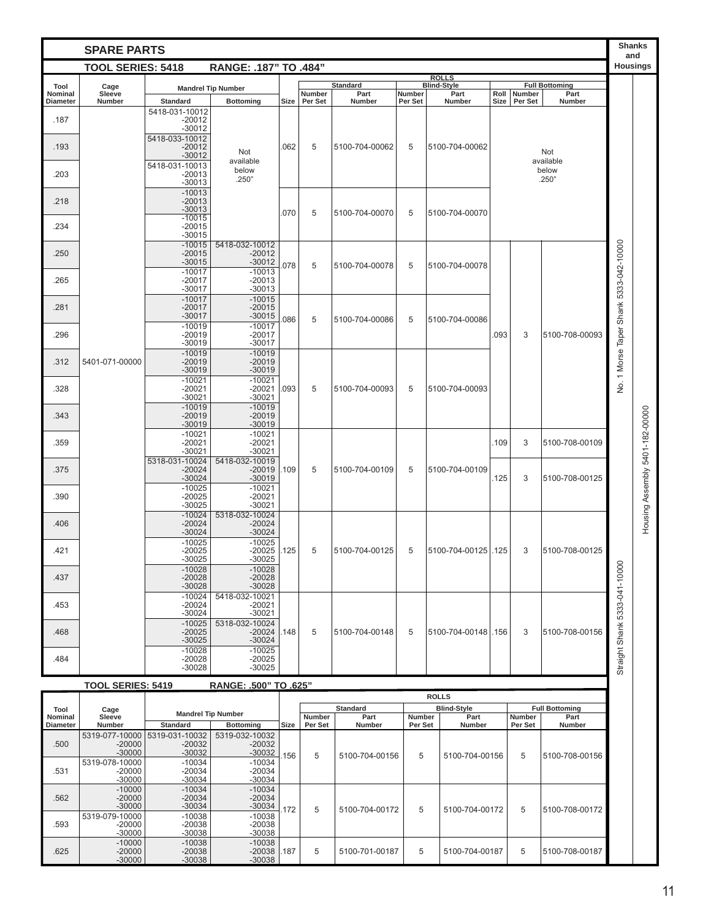## SPARE PARTS

### TOOL SERIES: 5418 RANGE: .187" TO .484"

| Tool Nominal Diameter | Cage Sleeve Number | Mandrel Tip Number Standard | Mandrel Tip Number Bottoming | Rolls Size | Standard Number Per Set | Standard Part Number | Blind-Style Number Per Set | Blind-Style Part Number | Full Bottoming Roll Size | Full Bottoming Number Per Set | Full Bottoming Part Number | Shanks | Housings |
|---|---|---|---|---|---|---|---|---|---|---|---|---|---|
| .187 | 5401-071-00000 | 5418-031-10012 -20012 -30012 | Not available below .250" | .062 | 5 | 5100-704-00062 | 5 | 5100-704-00062 | Not available below .250" | | | No. 1 Morse Taper Shank 5333-042-10000 / Straight Shank 5333-041-10000 | Housing Assembly 5401-182-00000 |
| .193 | | 5418-033-10012 -20012 -30012 | | | | | | | | | | | |
| .203 | | 5418-031-10013 -20013 -30013 | | | | | | | | | | | |
| .218 | | -10013 -20013 -30013 | | .070 | 5 | 5100-704-00070 | 5 | 5100-704-00070 | | | | | |
| .234 | | -10015 -20015 -30015 | | | | | | | | | | | |
| .250 | | -10015 -20015 -30015 | 5418-032-10012 -20012 -30012 | .078 | 5 | 5100-704-00078 | 5 | 5100-704-00078 | .093 | 3 | 5100-708-00093 | | |
| .265 | | -10017 -20017 -30017 | -10013 -20013 -30013 | | | | | | | | | | |
| .281 | | -10017 -20017 -30017 | -10015 -20015 -30015 | .086 | 5 | 5100-704-00086 | 5 | 5100-704-00086 | | | | | |
| .296 | | -10019 -20019 -30019 | -10017 -20017 -30017 | | | | | | | | | | |
| .312 | | -10019 -20019 -30019 | -10019 -20019 -30019 | .093 | 5 | 5100-704-00093 | 5 | 5100-704-00093 | | | | | |
| .328 | | -10021 -20021 -30021 | -10021 -20021 -30021 | | | | | | | | | | |
| .343 | | -10019 -20019 -30019 | -10019 -20019 -30019 | | | | | | | | | | |
| .359 | | -10021 -20021 -30021 | -10021 -20021 -30021 | .109 | 5 | 5100-704-00109 | 5 | 5100-704-00109 | .109 | 3 | 5100-708-00109 | | |
| .375 | | 5318-031-10024 -20024 -30024 | 5418-032-10019 -20019 -30019 | | | | | | .125 | 3 | 5100-708-00125 | | |
| .390 | | -10025 -20025 -30025 | -10021 -20021 -30021 | | | | | | | | | | |
| .406 | | -10024 -20024 -30024 | 5318-032-10024 -20024 -30024 | .125 | 5 | 5100-704-00125 | 5 | 5100-704-00125 | .125 | 3 | 5100-708-00125 | | |
| .421 | | -10025 -20025 -30025 | -10025 -20025 -30025 | | | | | | | | | | |
| .437 | | -10028 -20028 -30028 | -10028 -20028 -30028 | | | | | | | | | | |
| .453 | | -10024 -20024 -30024 | 5418-032-10021 -20021 -30021 | .148 | 5 | 5100-704-00148 | 5 | 5100-704-00148 | .156 | 3 | 5100-708-00156 | | |
| .468 | | -10025 -20025 -30025 | 5318-032-10024 -20024 -30024 | | | | | | | | | | |
| .484 | | -10028 -20028 -30028 | -10025 -20025 -30025 | | | | | | | | | | |

### TOOL SERIES: 5419 RANGE: .500" TO .625"

| Tool Nominal Diameter | Cage Sleeve Number | Mandrel Tip Number Standard | Mandrel Tip Number Bottoming | Rolls Size | Standard Number Per Set | Standard Part Number | Blind-Style Number Per Set | Blind-Style Part Number | Full Bottoming Number Per Set | Full Bottoming Part Number |
|---|---|---|---|---|---|---|---|---|---|---|
| .500 | 5319-077-10000 -20000 -30000 | 5319-031-10032 -20032 -30032 | 5319-032-10032 -20032 -30032 | .156 | 5 | 5100-704-00156 | 5 | 5100-704-00156 | 5 | 5100-708-00156 |
| .531 | 5319-078-10000 -20000 -30000 | -10034 -20034 -30034 | -10034 -20034 -30034 | | | | | | | |
| .562 | -10000 -20000 -30000 | -10034 -20034 -30034 | -10034 -20034 -30034 | .172 | 5 | 5100-704-00172 | 5 | 5100-704-00172 | 5 | 5100-708-00172 |
| .593 | 5319-079-10000 -20000 -30000 | -10038 -20038 -30038 | -10038 -20038 -30038 | | | | | | | |
| .625 | -10000 -20000 -30000 | -10038 -20038 -30038 | -10038 -20038 -30038 | .187 | 5 | 5100-701-00187 | 5 | 5100-704-00187 | 5 | 5100-708-00187 |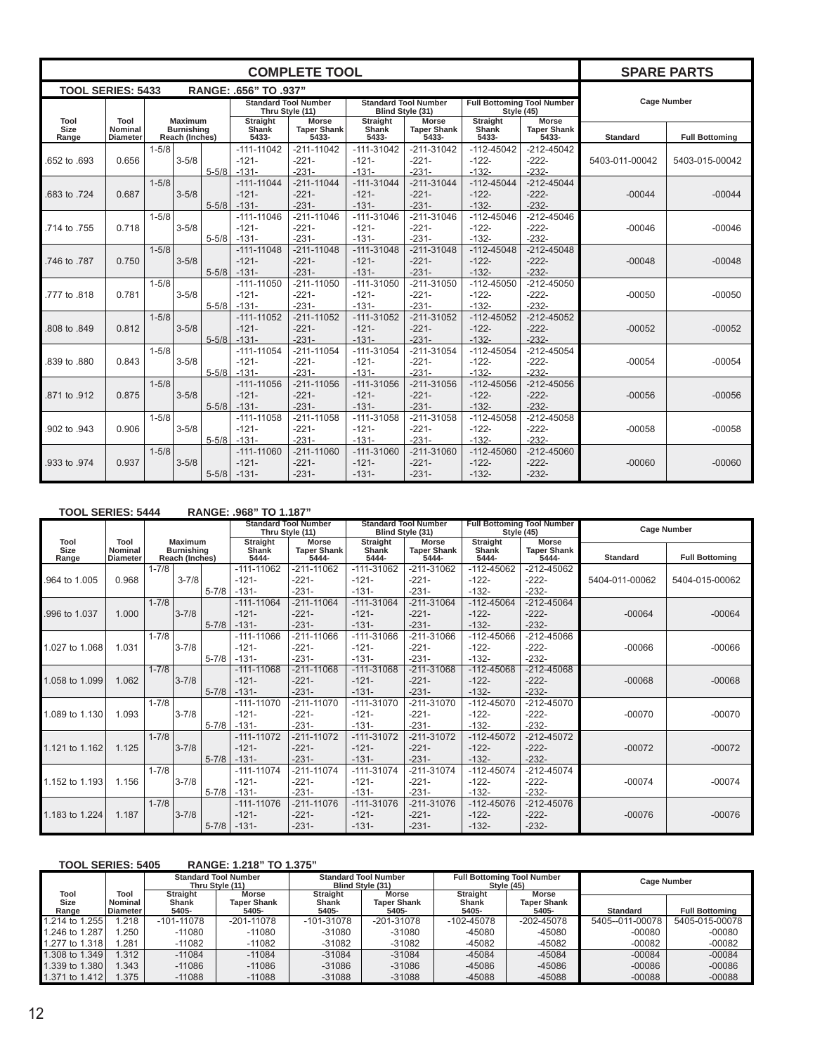# COMPLETE TOOL

# SPARE PARTS

**TOOL SERIES: 5433 RANGE: .656" TO .937"**

| Tool Size Range | Tool Nominal Diameter | Maximum Burnishing Reach (Inches) | | | Standard Tool Number Thru Style (11) | | Standard Tool Number Blind Style (31) | | Full Bottoming Tool Number Style (45) | | Cage Number | |
|---|---|---|---|---|---|---|---|---|---|---|---|---|
| | | | | | Straight Shank 5433- | Morse Taper Shank 5433- | Straight Shank 5433- | Morse Taper Shank 5433- | Straight Shank 5433- | Morse Taper Shank 5433- | Standard | Full Bottoming |
| .652 to .693 | 0.656 | 1-5/8 | 3-5/8 | 5-5/8 | -111-11042<br>-121-<br>-131- | -211-11042<br>-221-<br>-231- | -111-31042<br>-121-<br>-131- | -211-31042<br>-221-<br>-231- | -112-45042<br>-122-<br>-132- | -212-45042<br>-222-<br>-232- | 5403-011-00042 | 5403-015-00042 |
| .683 to .724 | 0.687 | 1-5/8 | 3-5/8 | 5-5/8 | -111-11044<br>-121-<br>-131- | -211-11044<br>-221-<br>-231- | -111-31044<br>-121-<br>-131- | -211-31044<br>-221-<br>-231- | -112-45044<br>-122-<br>-132- | -212-45044<br>-222-<br>-232- | -00044 | -00044 |
| .714 to .755 | 0.718 | 1-5/8 | 3-5/8 | 5-5/8 | -111-11046<br>-121-<br>-131- | -211-11046<br>-221-<br>-231- | -111-31046<br>-121-<br>-131- | -211-31046<br>-221-<br>-231- | -112-45046<br>-122-<br>-132- | -212-45046<br>-222-<br>-232- | -00046 | -00046 |
| .746 to .787 | 0.750 | 1-5/8 | 3-5/8 | 5-5/8 | -111-11048<br>-121-<br>-131- | -211-11048<br>-221-<br>-231- | -111-31048<br>-121-<br>-131- | -211-31048<br>-221-<br>-231- | -112-45048<br>-122-<br>-132- | -212-45048<br>-222-<br>-232- | -00048 | -00048 |
| .777 to .818 | 0.781 | 1-5/8 | 3-5/8 | 5-5/8 | -111-11050<br>-121-<br>-131- | -211-11050<br>-221-<br>-231- | -111-31050<br>-121-<br>-131- | -211-31050<br>-221-<br>-231- | -112-45050<br>-122-<br>-132- | -212-45050<br>-222-<br>-232- | -00050 | -00050 |
| .808 to .849 | 0.812 | 1-5/8 | 3-5/8 | 5-5/8 | -111-11052<br>-121-<br>-131- | -211-11052<br>-221-<br>-231- | -111-31052<br>-121-<br>-131- | -211-31052<br>-221-<br>-231- | -112-45052<br>-122-<br>-132- | -212-45052<br>-222-<br>-232- | -00052 | -00052 |
| .839 to .880 | 0.843 | 1-5/8 | 3-5/8 | 5-5/8 | -111-11054<br>-121-<br>-131- | -211-11054<br>-221-<br>-231- | -111-31054<br>-121-<br>-131- | -211-31054<br>-221-<br>-231- | -112-45054<br>-122-<br>-132- | -212-45054<br>-222-<br>-232- | -00054 | -00054 |
| .871 to .912 | 0.875 | 1-5/8 | 3-5/8 | 5-5/8 | -111-11056<br>-121-<br>-131- | -211-11056<br>-221-<br>-231- | -111-31056<br>-121-<br>-131- | -211-31056<br>-221-<br>-231- | -112-45056<br>-122-<br>-132- | -212-45056<br>-222-<br>-232- | -00056 | -00056 |
| .902 to .943 | 0.906 | 1-5/8 | 3-5/8 | 5-5/8 | -111-11058<br>-121-<br>-131- | -211-11058<br>-221-<br>-231- | -111-31058<br>-121-<br>-131- | -211-31058<br>-221-<br>-231- | -112-45058<br>-122-<br>-132- | -212-45058<br>-222-<br>-232- | -00058 | -00058 |
| .933 to .974 | 0.937 | 1-5/8 | 3-5/8 | 5-5/8 | -111-11060<br>-121-<br>-131- | -211-11060<br>-221-<br>-231- | -111-31060<br>-121-<br>-131- | -211-31060<br>-221-<br>-231- | -112-45060<br>-122-<br>-132- | -212-45060<br>-222-<br>-232- | -00060 | -00060 |

**TOOL SERIES: 5444 RANGE: .968" TO 1.187"**

| Tool Size Range | Tool Nominal Diameter | Maximum Burnishing Reach (Inches) | | | Standard Tool Number Thru Style (11) | | Standard Tool Number Blind Style (31) | | Full Bottoming Tool Number Style (45) | | Cage Number | |
|---|---|---|---|---|---|---|---|---|---|---|---|---|
| | | | | | Straight Shank 5444- | Morse Taper Shank 5444- | Straight Shank 5444- | Morse Taper Shank 5444- | Straight Shank 5444- | Morse Taper Shank 5444- | Standard | Full Bottoming |
| .964 to 1.005 | 0.968 | 1-7/8 | 3-7/8 | 5-7/8 | -111-11062<br>-121-<br>-131- | -211-11062<br>-221-<br>-231- | -111-31062<br>-121-<br>-131- | -211-31062<br>-221-<br>-231- | -112-45062<br>-122-<br>-132- | -212-45062<br>-222-<br>-232- | 5404-011-00062 | 5404-015-00062 |
| .996 to 1.037 | 1.000 | 1-7/8 | 3-7/8 | 5-7/8 | -111-11064<br>-121-<br>-131- | -211-11064<br>-221-<br>-231- | -111-31064<br>-121-<br>-131- | -211-31064<br>-221-<br>-231- | -112-45064<br>-122-<br>-132- | -212-45064<br>-222-<br>-232- | -00064 | -00064 |
| 1.027 to 1.068 | 1.031 | 1-7/8 | 3-7/8 | 5-7/8 | -111-11066<br>-121-<br>-131- | -211-11066<br>-221-<br>-231- | -111-31066<br>-121-<br>-131- | -211-31066<br>-221-<br>-231- | -112-45066<br>-122-<br>-132- | -212-45066<br>-222-<br>-232- | -00066 | -00066 |
| 1.058 to 1.099 | 1.062 | 1-7/8 | 3-7/8 | 5-7/8 | -111-11068<br>-121-<br>-131- | -211-11068<br>-221-<br>-231- | -111-31068<br>-121-<br>-131- | -211-31068<br>-221-<br>-231- | -112-45068<br>-122-<br>-132- | -212-45068<br>-222-<br>-232- | -00068 | -00068 |
| 1.089 to 1.130 | 1.093 | 1-7/8 | 3-7/8 | 5-7/8 | -111-11070<br>-121-<br>-131- | -211-11070<br>-221-<br>-231- | -111-31070<br>-121-<br>-131- | -211-31070<br>-221-<br>-231- | -112-45070<br>-122-<br>-132- | -212-45070<br>-222-<br>-232- | -00070 | -00070 |
| 1.121 to 1.162 | 1.125 | 1-7/8 | 3-7/8 | 5-7/8 | -111-11072<br>-121-<br>-131- | -211-11072<br>-221-<br>-231- | -111-31072<br>-121-<br>-131- | -211-31072<br>-221-<br>-231- | -112-45072<br>-122-<br>-132- | -212-45072<br>-222-<br>-232- | -00072 | -00072 |
| 1.152 to 1.193 | 1.156 | 1-7/8 | 3-7/8 | 5-7/8 | -111-11074<br>-121-<br>-131- | -211-11074<br>-221-<br>-231- | -111-31074<br>-121-<br>-131- | -211-31074<br>-221-<br>-231- | -112-45074<br>-122-<br>-132- | -212-45074<br>-222-<br>-232- | -00074 | -00074 |
| 1.183 to 1.224 | 1.187 | 1-7/8 | 3-7/8 | 5-7/8 | -111-11076<br>-121-<br>-131- | -211-11076<br>-221-<br>-231- | -111-31076<br>-121-<br>-131- | -211-31076<br>-221-<br>-231- | -112-45076<br>-122-<br>-132- | -212-45076<br>-222-<br>-232- | -00076 | -00076 |

**TOOL SERIES: 5405 RANGE: 1.218" TO 1.375"**

| Tool Size Range | Tool Nominal Diameter | Standard Tool Number Thru Style (11) | | Standard Tool Number Blind Style (31) | | Full Bottoming Tool Number Style (45) | | Cage Number | |
|---|---|---|---|---|---|---|---|---|---|
| | | Straight Shank 5405- | Morse Taper Shank 5405- | Straight Shank 5405- | Morse Taper Shank 5405- | Straight Shank 5405- | Morse Taper Shank 5405- | Standard | Full Bottoming |
| 1.214 to 1.255 | 1.218 | -101-11078 | -201-11078 | -101-31078 | -201-31078 | -102-45078 | -202-45078 | 5405--011-00078 | 5405-015-00078 |
| 1.246 to 1.287 | 1.250 | -11080 | -11080 | -31080 | -31080 | -45080 | -45080 | -00080 | -00080 |
| 1.277 to 1.318 | 1.281 | -11082 | -11082 | -31082 | -31082 | -45082 | -45082 | -00082 | -00082 |
| 1.308 to 1.349 | 1.312 | -11084 | -11084 | -31084 | -31084 | -45084 | -45084 | -00084 | -00084 |
| 1.339 to 1.380 | 1.343 | -11086 | -11086 | -31086 | -31086 | -45086 | -45086 | -00086 | -00086 |
| 1.371 to 1.412 | 1.375 | -11088 | -11088 | -31088 | -31088 | -45088 | -45088 | -00088 | -00088 |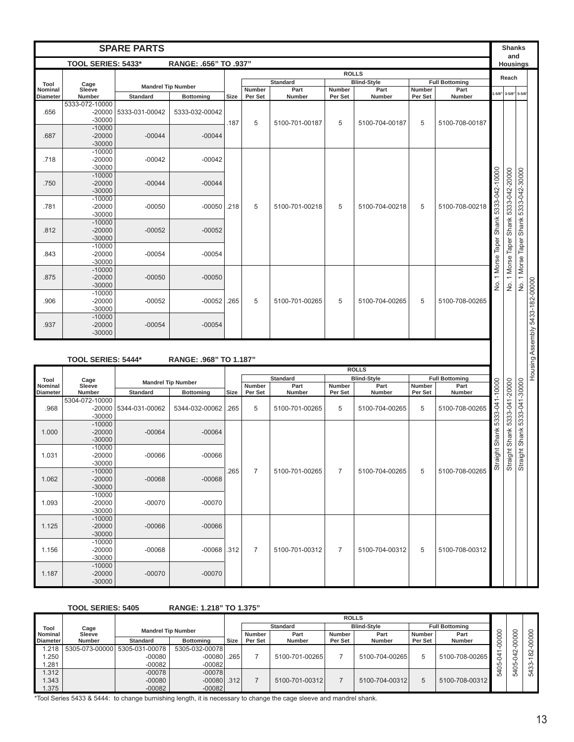# SPARE PARTS

## TOOL SERIES: 5433* RANGE: .656" TO .937"

| Tool Nominal Diameter | Cage Sleeve Number | Mandrel Tip Number | | ROLLS | | | | | | |
|---|---|---|---|---|---|---|---|---|---|---|
| | | Standard | Bottoming | Size | Standard Number Per Set | Standard Part Number | Blind-Style Number Per Set | Blind-Style Part Number | Full Bottoming Number Per Set | Full Bottoming Part Number |
| .656 | 5333-072-10000 -20000 -30000 | 5333-031-00042 | 5333-032-00042 | .187 | 5 | 5100-701-00187 | 5 | 5100-704-00187 | 5 | 5100-708-00187 |
| .687 | -10000 -20000 -30000 | -00044 | -00044 | | | | | | | |
| .718 | -10000 -20000 -30000 | -00042 | -00042 | .218 | 5 | 5100-701-00218 | 5 | 5100-704-00218 | 5 | 5100-708-00218 |
| .750 | -10000 -20000 -30000 | -00044 | -00044 | | | | | | | |
| .781 | -10000 -20000 -30000 | -00050 | -00050 | | | | | | | |
| .812 | -10000 -20000 -30000 | -00052 | -00052 | | | | | | | |
| .843 | -10000 -20000 -30000 | -00054 | -00054 | | | | | | | |
| .875 | -10000 -20000 -30000 | -00050 | -00050 | .265 | 5 | 5100-701-00265 | 5 | 5100-704-00265 | 5 | 5100-708-00265 |
| .906 | -10000 -20000 -30000 | -00052 | -00052 | | | | | | | |
| .937 | -10000 -20000 -30000 | -00054 | -00054 | | | | | | | |

**Shanks and Housings (5433):** Reach 1-5/8": No. 1 Morse Taper Shank 5333-042-10000; Reach 3-5/8": No. 1 Morse Taper Shank 5333-042-20000; Reach 5-5/8": No. 1 Morse Taper Shank 5333-042-30000; Housing Assembly 5433-182-00000

## TOOL SERIES: 5444* RANGE: .968" TO 1.187"

| Tool Nominal Diameter | Cage Sleeve Number | Mandrel Tip Number | | ROLLS | | | | | | |
|---|---|---|---|---|---|---|---|---|---|---|
| | | Standard | Bottoming | Size | Standard Number Per Set | Standard Part Number | Blind-Style Number Per Set | Blind-Style Part Number | Full Bottoming Number Per Set | Full Bottoming Part Number |
| .968 | 5304-072-10000 -20000 -30000 | 5344-031-00062 | 5344-032-00062 | .265 | 5 | 5100-701-00265 | 5 | 5100-704-00265 | 5 | 5100-708-00265 |
| 1.000 | -10000 -20000 -30000 | -00064 | -00064 | .265 | 7 | 5100-701-00265 | 7 | 5100-704-00265 | 5 | 5100-708-00265 |
| 1.031 | -10000 -20000 -30000 | -00066 | -00066 | | | | | | | |
| 1.062 | -10000 -20000 -30000 | -00068 | -00068 | | | | | | | |
| 1.093 | -10000 -20000 -30000 | -00070 | -00070 | | | | | | | |
| 1.125 | -10000 -20000 -30000 | -00066 | -00066 | .312 | 7 | 5100-701-00312 | 7 | 5100-704-00312 | 5 | 5100-708-00312 |
| 1.156 | -10000 -20000 -30000 | -00068 | -00068 | | | | | | | |
| 1.187 | -10000 -20000 -30000 | -00070 | -00070 | | | | | | | |

**Shanks and Housings (5444):** Straight Shank 5333-041-10000; Straight Shank 5333-041-20000; Straight Shank 5333-041-30000; Housing Assembly 5433-182-00000

## TOOL SERIES: 5405 RANGE: 1.218" TO 1.375"

| Tool Nominal Diameter | Cage Sleeve Number | Mandrel Tip Number | | ROLLS | | | | | | |
|---|---|---|---|---|---|---|---|---|---|---|
| | | Standard | Bottoming | Size | Standard Number Per Set | Standard Part Number | Blind-Style Number Per Set | Blind-Style Part Number | Full Bottoming Number Per Set | Full Bottoming Part Number |
| 1.218 | 5305-073-00000 | 5305-031-00078 | 5305-032-00078 | .265 | 7 | 5100-701-00265 | 7 | 5100-704-00265 | 5 | 5100-708-00265 |
| 1.250 | | -00080 | -00080 | | | | | | | |
| 1.281 | | -00082 | -00082 | | | | | | | |
| 1.312 | | -00078 | -00078 | .312 | 7 | 5100-701-00312 | 7 | 5100-704-00312 | 5 | 5100-708-00312 |
| 1.343 | | -00080 | -00080 | | | | | | | |
| 1.375 | | -00082 | -00082 | | | | | | | |

**Shanks and Housings (5405):** 5405-041-00000; 5405-042-00000; 5433-182-00000

*Tool Series 5433 & 5444: to change burnishing length, it is necessary to change the cage sleeve and mandrel shank.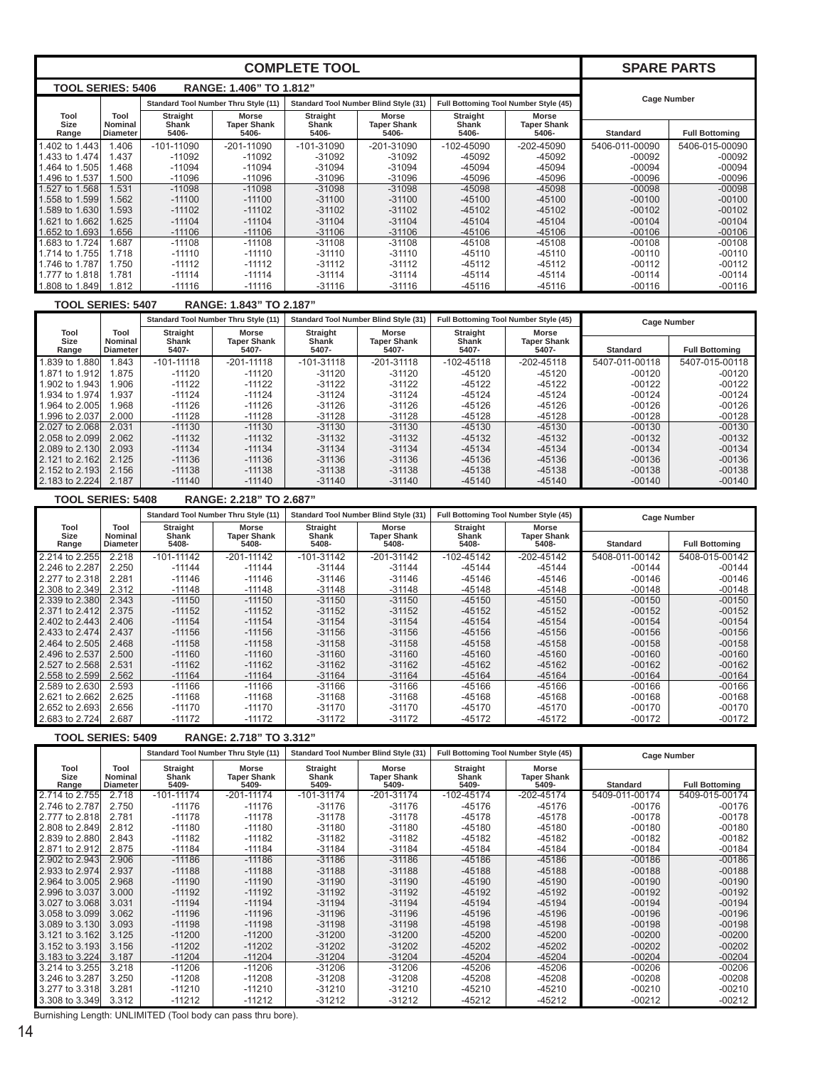## COMPLETE TOOL / SPARE PARTS

### TOOL SERIES: 5406 RANGE: 1.406" TO 1.812"

| Tool Size Range | Tool Nominal Diameter | Standard Tool Number Thru Style (11) | | Standard Tool Number Blind Style (31) | | Full Bottoming Tool Number Style (45) | | Cage Number | |
|---|---|---|---|---|---|---|---|---|---|
| | | Straight Shank 5406- | Morse Taper Shank 5406- | Straight Shank 5406- | Morse Taper Shank 5406- | Straight Shank 5406- | Morse Taper Shank 5406- | Standard | Full Bottoming |
| 1.402 to 1.443 | 1.406 | -101-11090 | -201-11090 | -101-31090 | -201-31090 | -102-45090 | -202-45090 | 5406-011-00090 | 5406-015-00090 |
| 1.433 to 1.474 | 1.437 | -11092 | -11092 | -31092 | -31092 | -45092 | -45092 | -00092 | -00092 |
| 1.464 to 1.505 | 1.468 | -11094 | -11094 | -31094 | -31094 | -45094 | -45094 | -00094 | -00094 |
| 1.496 to 1.537 | 1.500 | -11096 | -11096 | -31096 | -31096 | -45096 | -45096 | -00096 | -00096 |
| 1.527 to 1.568 | 1.531 | -11098 | -11098 | -31098 | -31098 | -45098 | -45098 | -00098 | -00098 |
| 1.558 to 1.599 | 1.562 | -11100 | -11100 | -31100 | -31100 | -45100 | -45100 | -00100 | -00100 |
| 1.589 to 1.630 | 1.593 | -11102 | -11102 | -31102 | -31102 | -45102 | -45102 | -00102 | -00102 |
| 1.621 to 1.662 | 1.625 | -11104 | -11104 | -31104 | -31104 | -45104 | -45104 | -00104 | -00104 |
| 1.652 to 1.693 | 1.656 | -11106 | -11106 | -31106 | -31106 | -45106 | -45106 | -00106 | -00106 |
| 1.683 to 1.724 | 1.687 | -11108 | -11108 | -31108 | -31108 | -45108 | -45108 | -00108 | -00108 |
| 1.714 to 1.755 | 1.718 | -11110 | -11110 | -31110 | -31110 | -45110 | -45110 | -00110 | -00110 |
| 1.746 to 1.787 | 1.750 | -11112 | -11112 | -31112 | -31112 | -45112 | -45112 | -00112 | -00112 |
| 1.777 to 1.818 | 1.781 | -11114 | -11114 | -31114 | -31114 | -45114 | -45114 | -00114 | -00114 |
| 1.808 to 1.849 | 1.812 | -11116 | -11116 | -31116 | -31116 | -45116 | -45116 | -00116 | -00116 |

### TOOL SERIES: 5407 RANGE: 1.843" TO 2.187"

| Tool Size Range | Tool Nominal Diameter | Standard Tool Number Thru Style (11) | | Standard Tool Number Blind Style (31) | | Full Bottoming Tool Number Style (45) | | Cage Number | |
|---|---|---|---|---|---|---|---|---|---|
| | | Straight Shank 5407- | Morse Taper Shank 5407- | Straight Shank 5407- | Morse Taper Shank 5407- | Straight Shank 5407- | Morse Taper Shank 5407- | Standard | Full Bottoming |
| 1.839 to 1.880 | 1.843 | -101-11118 | -201-11118 | -101-31118 | -201-31118 | -102-45118 | -202-45118 | 5407-011-00118 | 5407-015-00118 |
| 1.871 to 1.912 | 1.875 | -11120 | -11120 | -31120 | -31120 | -45120 | -45120 | -00120 | -00120 |
| 1.902 to 1.943 | 1.906 | -11122 | -11122 | -31122 | -31122 | -45122 | -45122 | -00122 | -00122 |
| 1.934 to 1.974 | 1.937 | -11124 | -11124 | -31124 | -31124 | -45124 | -45124 | -00124 | -00124 |
| 1.964 to 2.005 | 1.968 | -11126 | -11126 | -31126 | -31126 | -45126 | -45126 | -00126 | -00126 |
| 1.996 to 2.037 | 2.000 | -11128 | -11128 | -31128 | -31128 | -45128 | -45128 | -00128 | -00128 |
| 2.027 to 2.068 | 2.031 | -11130 | -11130 | -31130 | -31130 | -45130 | -45130 | -00130 | -00130 |
| 2.058 to 2.099 | 2.062 | -11132 | -11132 | -31132 | -31132 | -45132 | -45132 | -00132 | -00132 |
| 2.089 to 2.130 | 2.093 | -11134 | -11134 | -31134 | -31134 | -45134 | -45134 | -00134 | -00134 |
| 2.121 to 2.162 | 2.125 | -11136 | -11136 | -31136 | -31136 | -45136 | -45136 | -00136 | -00136 |
| 2.152 to 2.193 | 2.156 | -11138 | -11138 | -31138 | -31138 | -45138 | -45138 | -00138 | -00138 |
| 2.183 to 2.224 | 2.187 | -11140 | -11140 | -31140 | -31140 | -45140 | -45140 | -00140 | -00140 |

### TOOL SERIES: 5408 RANGE: 2.218" TO 2.687"

| Tool Size Range | Tool Nominal Diameter | Standard Tool Number Thru Style (11) | | Standard Tool Number Blind Style (31) | | Full Bottoming Tool Number Style (45) | | Cage Number | |
|---|---|---|---|---|---|---|---|---|---|
| | | Straight Shank 5408- | Morse Taper Shank 5408- | Straight Shank 5408- | Morse Taper Shank 5408- | Straight Shank 5408- | Morse Taper Shank 5408- | Standard | Full Bottoming |
| 2.214 to 2.255 | 2.218 | -101-11142 | -201-11142 | -101-31142 | -201-31142 | -102-45142 | -202-45142 | 5408-011-00142 | 5408-015-00142 |
| 2.246 to 2.287 | 2.250 | -11144 | -11144 | -31144 | -31144 | -45144 | -45144 | -00144 | -00144 |
| 2.277 to 2.318 | 2.281 | -11146 | -11146 | -31146 | -31146 | -45146 | -45146 | -00146 | -00146 |
| 2.308 to 2.349 | 2.312 | -11148 | -11148 | -31148 | -31148 | -45148 | -45148 | -00148 | -00148 |
| 2.339 to 2.380 | 2.343 | -11150 | -11150 | -31150 | -31150 | -45150 | -45150 | -00150 | -00150 |
| 2.371 to 2.412 | 2.375 | -11152 | -11152 | -31152 | -31152 | -45152 | -45152 | -00152 | -00152 |
| 2.402 to 2.443 | 2.406 | -11154 | -11154 | -31154 | -31154 | -45154 | -45154 | -00154 | -00154 |
| 2.433 to 2.474 | 2.437 | -11156 | -11156 | -31156 | -31156 | -45156 | -45156 | -00156 | -00156 |
| 2.464 to 2.505 | 2.468 | -11158 | -11158 | -31158 | -31158 | -45158 | -45158 | -00158 | -00158 |
| 2.496 to 2.537 | 2.500 | -11160 | -11160 | -31160 | -31160 | -45160 | -45160 | -00160 | -00160 |
| 2.527 to 2.568 | 2.531 | -11162 | -11162 | -31162 | -31162 | -45162 | -45162 | -00162 | -00162 |
| 2.558 to 2.599 | 2.562 | -11164 | -11164 | -31164 | -31164 | -45164 | -45164 | -00164 | -00164 |
| 2.589 to 2.630 | 2.593 | -11166 | -11166 | -31166 | -31166 | -45166 | -45166 | -00166 | -00166 |
| 2.621 to 2.662 | 2.625 | -11168 | -11168 | -31168 | -31168 | -45168 | -45168 | -00168 | -00168 |
| 2.652 to 2.693 | 2.656 | -11170 | -11170 | -31170 | -31170 | -45170 | -45170 | -00170 | -00170 |
| 2.683 to 2.724 | 2.687 | -11172 | -11172 | -31172 | -31172 | -45172 | -45172 | -00172 | -00172 |

### TOOL SERIES: 5409 RANGE: 2.718" TO 3.312"

| Tool Size Range | Tool Nominal Diameter | Standard Tool Number Thru Style (11) | | Standard Tool Number Blind Style (31) | | Full Bottoming Tool Number Style (45) | | Cage Number | |
|---|---|---|---|---|---|---|---|---|---|
| | | Straight Shank 5409- | Morse Taper Shank 5409- | Straight Shank 5409- | Morse Taper Shank 5409- | Straight Shank 5409- | Morse Taper Shank 5409- | Standard | Full Bottoming |
| 2.714 to 2.755 | 2.718 | -101-11174 | -201-11174 | -101-31174 | -201-31174 | -102-45174 | -202-45174 | 5409-011-00174 | 5409-015-00174 |
| 2.746 to 2.787 | 2.750 | -11176 | -11176 | -31176 | -31176 | -45176 | -45176 | -00176 | -00176 |
| 2.777 to 2.818 | 2.781 | -11178 | -11178 | -31178 | -31178 | -45178 | -45178 | -00178 | -00178 |
| 2.808 to 2.849 | 2.812 | -11180 | -11180 | -31180 | -31180 | -45180 | -45180 | -00180 | -00180 |
| 2.839 to 2.880 | 2.843 | -11182 | -11182 | -31182 | -31182 | -45182 | -45182 | -00182 | -00182 |
| 2.871 to 2.912 | 2.875 | -11184 | -11184 | -31184 | -31184 | -45184 | -45184 | -00184 | -00184 |
| 2.902 to 2.943 | 2.906 | -11186 | -11186 | -31186 | -31186 | -45186 | -45186 | -00186 | -00186 |
| 2.933 to 2.974 | 2.937 | -11188 | -11188 | -31188 | -31188 | -45188 | -45188 | -00188 | -00188 |
| 2.964 to 3.005 | 2.968 | -11190 | -11190 | -31190 | -31190 | -45190 | -45190 | -00190 | -00190 |
| 2.996 to 3.037 | 3.000 | -11192 | -11192 | -31192 | -31192 | -45192 | -45192 | -00192 | -00192 |
| 3.027 to 3.068 | 3.031 | -11194 | -11194 | -31194 | -31194 | -45194 | -45194 | -00194 | -00194 |
| 3.058 to 3.099 | 3.062 | -11196 | -11196 | -31196 | -31196 | -45196 | -45196 | -00196 | -00196 |
| 3.089 to 3.130 | 3.093 | -11198 | -11198 | -31198 | -31198 | -45198 | -45198 | -00198 | -00198 |
| 3.121 to 3.162 | 3.125 | -11200 | -11200 | -31200 | -31200 | -45200 | -45200 | -00200 | -00200 |
| 3.152 to 3.193 | 3.156 | -11202 | -11202 | -31202 | -31202 | -45202 | -45202 | -00202 | -00202 |
| 3.183 to 3.224 | 3.187 | -11204 | -11204 | -31204 | -31204 | -45204 | -45204 | -00204 | -00204 |
| 3.214 to 3.255 | 3.218 | -11206 | -11206 | -31206 | -31206 | -45206 | -45206 | -00206 | -00206 |
| 3.246 to 3.287 | 3.250 | -11208 | -11208 | -31208 | -31208 | -45208 | -45208 | -00208 | -00208 |
| 3.277 to 3.318 | 3.281 | -11210 | -11210 | -31210 | -31210 | -45210 | -45210 | -00210 | -00210 |
| 3.308 to 3.349 | 3.312 | -11212 | -11212 | -31212 | -31212 | -45212 | -45212 | -00212 | -00212 |

Burnishing Length: UNLIMITED (Tool body can pass thru bore).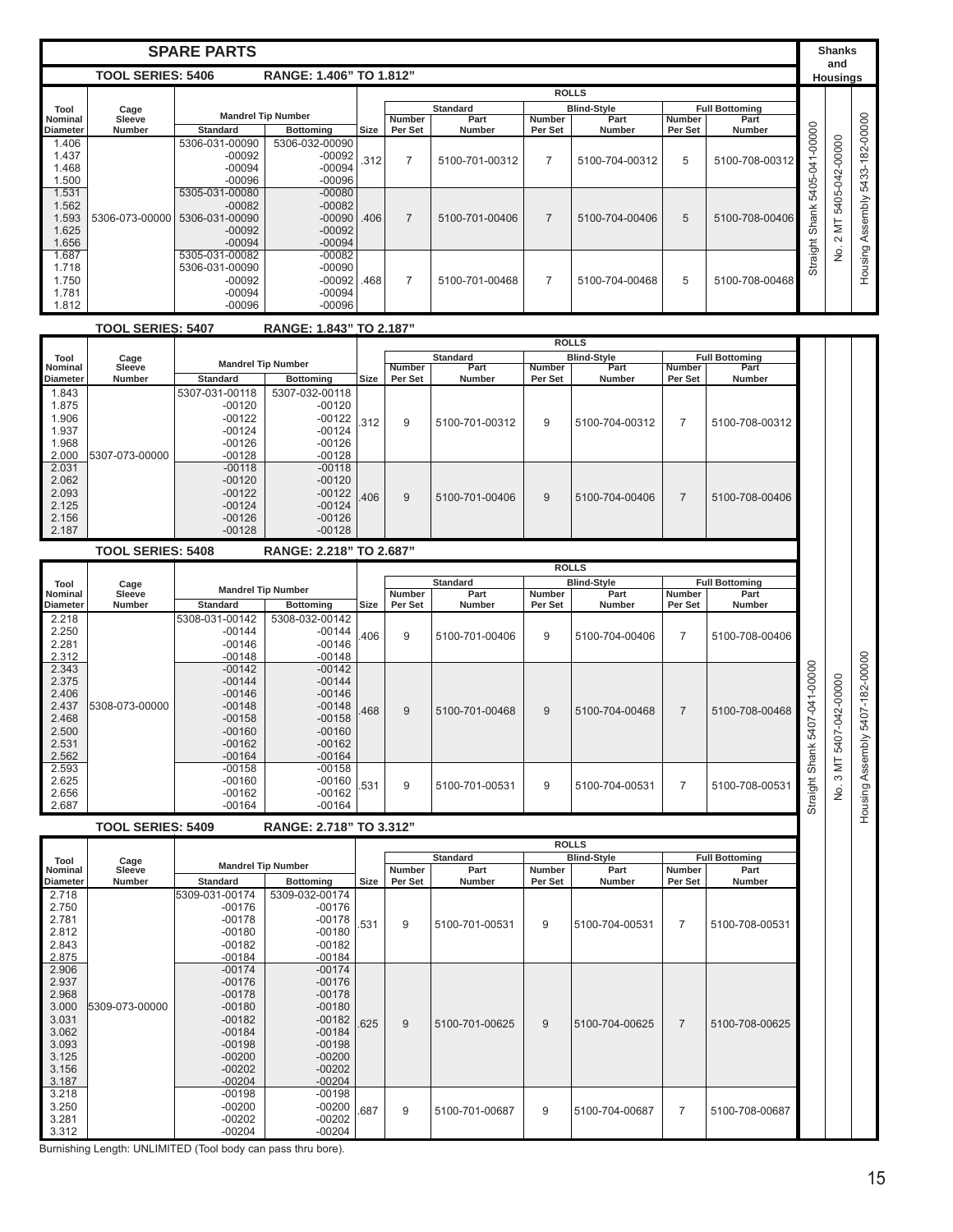## SPARE PARTS

### TOOL SERIES: 5406 RANGE: 1.406" TO 1.812"

| Tool Nominal Diameter | Cage Sleeve Number | Mandrel Tip Number | | Rolls | | | | | | | Shanks and Housings | | |
|---|---|---|---|---|---|---|---|---|---|---|---|---|---|
| | | Standard | Bottoming | Size | Standard Number Per Set | Standard Part Number | Blind-Style Number Per Set | Blind-Style Part Number | Full Bottoming Number Per Set | Full Bottoming Part Number | Straight Shank | No. 2 MT | Housing Assembly |
| 1.406 | 5306-073-00000 | 5306-031-00090 | 5306-032-00090 | .312 | 7 | 5100-701-00312 | 7 | 5100-704-00312 | 5 | 5100-708-00312 | 5405-041-00000 | 5405-042-00000 | 5433-182-00000 |
| 1.437 | | -00092 | -00092 | | | | | | | | | | |
| 1.468 | | -00094 | -00094 | | | | | | | | | | |
| 1.500 | | -00096 | -00096 | | | | | | | | | | |
| 1.531 | | 5305-031-00080 | -00080 | .406 | 7 | 5100-701-00406 | 7 | 5100-704-00406 | 5 | 5100-708-00406 | | | |
| 1.562 | | -00082 | -00082 | | | | | | | | | | |
| 1.593 | | 5306-031-00090 | -00090 | | | | | | | | | | |
| 1.625 | | -00092 | -00092 | | | | | | | | | | |
| 1.656 | | -00094 | -00094 | | | | | | | | | | |
| 1.687 | | 5305-031-00082 | -00082 | .468 | 7 | 5100-701-00468 | 7 | 5100-704-00468 | 5 | 5100-708-00468 | | | |
| 1.718 | | 5306-031-00090 | -00090 | | | | | | | | | | |
| 1.750 | | -00092 | -00092 | | | | | | | | | | |
| 1.781 | | -00094 | -00094 | | | | | | | | | | |
| 1.812 | | -00096 | -00096 | | | | | | | | | | |

### TOOL SERIES: 5407 RANGE: 1.843" TO 2.187"

| Tool Nominal Diameter | Cage Sleeve Number | Mandrel Tip Number | | Rolls | | | | | | |
|---|---|---|---|---|---|---|---|---|---|---|
| | | Standard | Bottoming | Size | Standard Number Per Set | Standard Part Number | Blind-Style Number Per Set | Blind-Style Part Number | Full Bottoming Number Per Set | Full Bottoming Part Number |
| 1.843 | 5307-073-00000 | 5307-031-00118 | 5307-032-00118 | .312 | 9 | 5100-701-00312 | 9 | 5100-704-00312 | 7 | 5100-708-00312 |
| 1.875 | | -00120 | -00120 | | | | | | | |
| 1.906 | | -00122 | -00122 | | | | | | | |
| 1.937 | | -00124 | -00124 | | | | | | | |
| 1.968 | | -00126 | -00126 | | | | | | | |
| 2.000 | | -00128 | -00128 | | | | | | | |
| 2.031 | | -00118 | -00118 | .406 | 9 | 5100-701-00406 | 9 | 5100-704-00406 | 7 | 5100-708-00406 |
| 2.062 | | -00120 | -00120 | | | | | | | |
| 2.093 | | -00122 | -00122 | | | | | | | |
| 2.125 | | -00124 | -00124 | | | | | | | |
| 2.156 | | -00126 | -00126 | | | | | | | |
| 2.187 | | -00128 | -00128 | | | | | | | |

### TOOL SERIES: 5408 RANGE: 2.218" TO 2.687"

| Tool Nominal Diameter | Cage Sleeve Number | Mandrel Tip Number | | Rolls | | | | | | |
|---|---|---|---|---|---|---|---|---|---|---|
| | | Standard | Bottoming | Size | Standard Number Per Set | Standard Part Number | Blind-Style Number Per Set | Blind-Style Part Number | Full Bottoming Number Per Set | Full Bottoming Part Number |
| 2.218 | 5308-073-00000 | 5308-031-00142 | 5308-032-00142 | .406 | 9 | 5100-701-00406 | 9 | 5100-704-00406 | 7 | 5100-708-00406 |
| 2.250 | | -00144 | -00144 | | | | | | | |
| 2.281 | | -00146 | -00146 | | | | | | | |
| 2.312 | | -00148 | -00148 | | | | | | | |
| 2.343 | | -00142 | -00142 | .468 | 9 | 5100-701-00468 | 9 | 5100-704-00468 | 7 | 5100-708-00468 |
| 2.375 | | -00144 | -00144 | | | | | | | |
| 2.406 | | -00146 | -00146 | | | | | | | |
| 2.437 | | -00148 | -00148 | | | | | | | |
| 2.468 | | -00158 | -00158 | | | | | | | |
| 2.500 | | -00160 | -00160 | | | | | | | |
| 2.531 | | -00162 | -00162 | | | | | | | |
| 2.562 | | -00164 | -00164 | | | | | | | |
| 2.593 | | -00158 | -00158 | .531 | 9 | 5100-701-00531 | 9 | 5100-704-00531 | 7 | 5100-708-00531 |
| 2.625 | | -00160 | -00160 | | | | | | | |
| 2.656 | | -00162 | -00162 | | | | | | | |
| 2.687 | | -00164 | -00164 | | | | | | | |

### TOOL SERIES: 5409 RANGE: 2.718" TO 3.312"

| Tool Nominal Diameter | Cage Sleeve Number | Mandrel Tip Number | | Rolls | | | | | | |
|---|---|---|---|---|---|---|---|---|---|---|
| | | Standard | Bottoming | Size | Standard Number Per Set | Standard Part Number | Blind-Style Number Per Set | Blind-Style Part Number | Full Bottoming Number Per Set | Full Bottoming Part Number |
| 2.718 | 5309-073-00000 | 5309-031-00174 | 5309-032-00174 | .531 | 9 | 5100-701-00531 | 9 | 5100-704-00531 | 7 | 5100-708-00531 |
| 2.750 | | -00176 | -00176 | | | | | | | |
| 2.781 | | -00178 | -00178 | | | | | | | |
| 2.812 | | -00180 | -00180 | | | | | | | |
| 2.843 | | -00182 | -00182 | | | | | | | |
| 2.875 | | -00184 | -00184 | | | | | | | |
| 2.906 | | -00174 | -00174 | .625 | 9 | 5100-701-00625 | 9 | 5100-704-00625 | 7 | 5100-708-00625 |
| 2.937 | | -00176 | -00176 | | | | | | | |
| 2.968 | | -00178 | -00178 | | | | | | | |
| 3.000 | | -00180 | -00180 | | | | | | | |
| 3.031 | | -00182 | -00182 | | | | | | | |
| 3.062 | | -00184 | -00184 | | | | | | | |
| 3.093 | | -00198 | -00198 | | | | | | | |
| 3.125 | | -00200 | -00200 | | | | | | | |
| 3.156 | | -00202 | -00202 | | | | | | | |
| 3.187 | | -00204 | -00204 | | | | | | | |
| 3.218 | | -00198 | -00198 | .687 | 9 | 5100-701-00687 | 9 | 5100-704-00687 | 7 | 5100-708-00687 |
| 3.250 | | -00200 | -00200 | | | | | | | |
| 3.281 | | -00202 | -00202 | | | | | | | |
| 3.312 | | -00204 | -00204 | | | | | | | |

**Shanks and Housings (Tool Series 5407, 5408, 5409):** Straight Shank 5407-041-00000; No. 3 MT 5407-042-00000; Housing Assembly 5407-182-00000

Burnishing Length: UNLIMITED (Tool body can pass thru bore).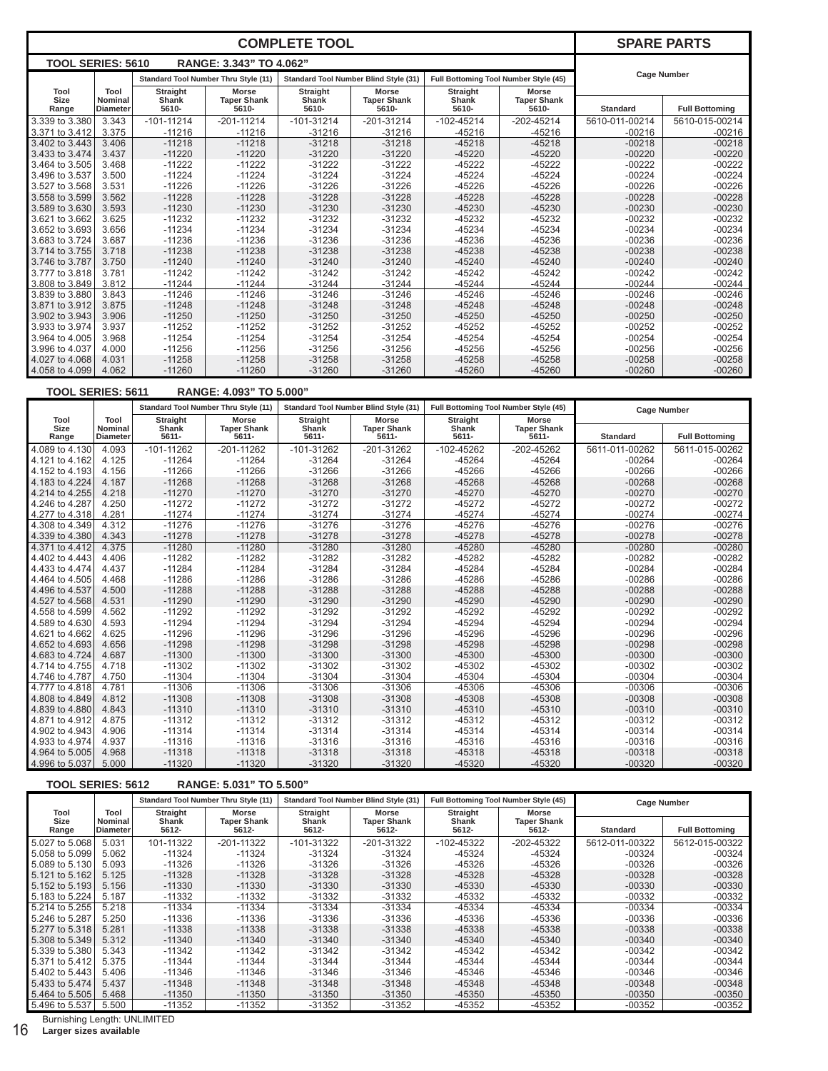## COMPLETE TOOL / SPARE PARTS

**TOOL SERIES: 5610 RANGE: 3.343" TO 4.062"**

| Tool Size Range | Tool Nominal Diameter | Standard Tool Number Thru Style (11) Straight Shank 5610- | Standard Tool Number Thru Style (11) Morse Taper Shank 5610- | Standard Tool Number Blind Style (31) Straight Shank 5610- | Standard Tool Number Blind Style (31) Morse Taper Shank 5610- | Full Bottoming Tool Number Style (45) Straight Shank 5610- | Full Bottoming Tool Number Style (45) Morse Taper Shank 5610- | Cage Number Standard | Cage Number Full Bottoming |
|---|---|---|---|---|---|---|---|---|---|
| 3.339 to 3.380 | 3.343 | -101-11214 | -201-11214 | -101-31214 | -201-31214 | -102-45214 | -202-45214 | 5610-011-00214 | 5610-015-00214 |
| 3.371 to 3.412 | 3.375 | -11216 | -11216 | -31216 | -31216 | -45216 | -45216 | -00216 | -00216 |
| 3.402 to 3.443 | 3.406 | -11218 | -11218 | -31218 | -31218 | -45218 | -45218 | -00218 | -00218 |
| 3.433 to 3.474 | 3.437 | -11220 | -11220 | -31220 | -31220 | -45220 | -45220 | -00220 | -00220 |
| 3.464 to 3.505 | 3.468 | -11222 | -11222 | -31222 | -31222 | -45222 | -45222 | -00222 | -00222 |
| 3.496 to 3.537 | 3.500 | -11224 | -11224 | -31224 | -31224 | -45224 | -45224 | -00224 | -00224 |
| 3.527 to 3.568 | 3.531 | -11226 | -11226 | -31226 | -31226 | -45226 | -45226 | -00226 | -00226 |
| 3.558 to 3.599 | 3.562 | -11228 | -11228 | -31228 | -31228 | -45228 | -45228 | -00228 | -00228 |
| 3.589 to 3.630 | 3.593 | -11230 | -11230 | -31230 | -31230 | -45230 | -45230 | -00230 | -00230 |
| 3.621 to 3.662 | 3.625 | -11232 | -11232 | -31232 | -31232 | -45232 | -45232 | -00232 | -00232 |
| 3.652 to 3.693 | 3.656 | -11234 | -11234 | -31234 | -31234 | -45234 | -45234 | -00234 | -00234 |
| 3.683 to 3.724 | 3.687 | -11236 | -11236 | -31236 | -31236 | -45236 | -45236 | -00236 | -00236 |
| 3.714 to 3.755 | 3.718 | -11238 | -11238 | -31238 | -31238 | -45238 | -45238 | -00238 | -00238 |
| 3.746 to 3.787 | 3.750 | -11240 | -11240 | -31240 | -31240 | -45240 | -45240 | -00240 | -00240 |
| 3.777 to 3.818 | 3.781 | -11242 | -11242 | -31242 | -31242 | -45242 | -45242 | -00242 | -00242 |
| 3.808 to 3.849 | 3.812 | -11244 | -11244 | -31244 | -31244 | -45244 | -45244 | -00244 | -00244 |
| 3.839 to 3.880 | 3.843 | -11246 | -11246 | -31246 | -31246 | -45246 | -45246 | -00246 | -00246 |
| 3.871 to 3.912 | 3.875 | -11248 | -11248 | -31248 | -31248 | -45248 | -45248 | -00248 | -00248 |
| 3.902 to 3.943 | 3.906 | -11250 | -11250 | -31250 | -31250 | -45250 | -45250 | -00250 | -00250 |
| 3.933 to 3.974 | 3.937 | -11252 | -11252 | -31252 | -31252 | -45252 | -45252 | -00252 | -00252 |
| 3.964 to 4.005 | 3.968 | -11254 | -11254 | -31254 | -31254 | -45254 | -45254 | -00254 | -00254 |
| 3.996 to 4.037 | 4.000 | -11256 | -11256 | -31256 | -31256 | -45256 | -45256 | -00256 | -00256 |
| 4.027 to 4.068 | 4.031 | -11258 | -11258 | -31258 | -31258 | -45258 | -45258 | -00258 | -00258 |
| 4.058 to 4.099 | 4.062 | -11260 | -11260 | -31260 | -31260 | -45260 | -45260 | -00260 | -00260 |

**TOOL SERIES: 5611 RANGE: 4.093" TO 5.000"**

| Tool Size Range | Tool Nominal Diameter | Standard Tool Number Thru Style (11) Straight Shank 5611- | Standard Tool Number Thru Style (11) Morse Taper Shank 5611- | Standard Tool Number Blind Style (31) Straight Shank 5611- | Standard Tool Number Blind Style (31) Morse Taper Shank 5611- | Full Bottoming Tool Number Style (45) Straight Shank 5611- | Full Bottoming Tool Number Style (45) Morse Taper Shank 5611- | Cage Number Standard | Cage Number Full Bottoming |
|---|---|---|---|---|---|---|---|---|---|
| 4.089 to 4.130 | 4.093 | -101-11262 | -201-11262 | -101-31262 | -201-31262 | -102-45262 | -202-45262 | 5611-011-00262 | 5611-015-00262 |
| 4.121 to 4.162 | 4.125 | -11264 | -11264 | -31264 | -31264 | -45264 | -45264 | -00264 | -00264 |
| 4.152 to 4.193 | 4.156 | -11266 | -11266 | -31266 | -31266 | -45266 | -45266 | -00266 | -00266 |
| 4.183 to 4.224 | 4.187 | -11268 | -11268 | -31268 | -31268 | -45268 | -45268 | -00268 | -00268 |
| 4.214 to 4.255 | 4.218 | -11270 | -11270 | -31270 | -31270 | -45270 | -45270 | -00270 | -00270 |
| 4.246 to 4.287 | 4.250 | -11272 | -11272 | -31272 | -31272 | -45272 | -45272 | -00272 | -00272 |
| 4.277 to 4.318 | 4.281 | -11274 | -11274 | -31274 | -31274 | -45274 | -45274 | -00274 | -00274 |
| 4.308 to 4.349 | 4.312 | -11276 | -11276 | -31276 | -31276 | -45276 | -45276 | -00276 | -00276 |
| 4.339 to 4.380 | 4.343 | -11278 | -11278 | -31278 | -31278 | -45278 | -45278 | -00278 | -00278 |
| 4.371 to 4.412 | 4.375 | -11280 | -11280 | -31280 | -31280 | -45280 | -45280 | -00280 | -00280 |
| 4.402 to 4.443 | 4.406 | -11282 | -11282 | -31282 | -31282 | -45282 | -45282 | -00282 | -00282 |
| 4.433 to 4.474 | 4.437 | -11284 | -11284 | -31284 | -31284 | -45284 | -45284 | -00284 | -00284 |
| 4.464 to 4.505 | 4.468 | -11286 | -11286 | -31286 | -31286 | -45286 | -45286 | -00286 | -00286 |
| 4.496 to 4.537 | 4.500 | -11288 | -11288 | -31288 | -31288 | -45288 | -45288 | -00288 | -00288 |
| 4.527 to 4.568 | 4.531 | -11290 | -11290 | -31290 | -31290 | -45290 | -45290 | -00290 | -00290 |
| 4.558 to 4.599 | 4.562 | -11292 | -11292 | -31292 | -31292 | -45292 | -45292 | -00292 | -00292 |
| 4.589 to 4.630 | 4.593 | -11294 | -11294 | -31294 | -31294 | -45294 | -45294 | -00294 | -00294 |
| 4.621 to 4.662 | 4.625 | -11296 | -11296 | -31296 | -31296 | -45296 | -45296 | -00296 | -00296 |
| 4.652 to 4.693 | 4.656 | -11298 | -11298 | -31298 | -31298 | -45298 | -45298 | -00298 | -00298 |
| 4.683 to 4.724 | 4.687 | -11300 | -11300 | -31300 | -31300 | -45300 | -45300 | -00300 | -00300 |
| 4.714 to 4.755 | 4.718 | -11302 | -11302 | -31302 | -31302 | -45302 | -45302 | -00302 | -00302 |
| 4.746 to 4.787 | 4.750 | -11304 | -11304 | -31304 | -31304 | -45304 | -45304 | -00304 | -00304 |
| 4.777 to 4.818 | 4.781 | -11306 | -11306 | -31306 | -31306 | -45306 | -45306 | -00306 | -00306 |
| 4.808 to 4.849 | 4.812 | -11308 | -11308 | -31308 | -31308 | -45308 | -45308 | -00308 | -00308 |
| 4.839 to 4.880 | 4.843 | -11310 | -11310 | -31310 | -31310 | -45310 | -45310 | -00310 | -00310 |
| 4.871 to 4.912 | 4.875 | -11312 | -11312 | -31312 | -31312 | -45312 | -45312 | -00312 | -00312 |
| 4.902 to 4.943 | 4.906 | -11314 | -11314 | -31314 | -31314 | -45314 | -45314 | -00314 | -00314 |
| 4.933 to 4.974 | 4.937 | -11316 | -11316 | -31316 | -31316 | -45316 | -45316 | -00316 | -00316 |
| 4.964 to 5.005 | 4.968 | -11318 | -11318 | -31318 | -31318 | -45318 | -45318 | -00318 | -00318 |
| 4.996 to 5.037 | 5.000 | -11320 | -11320 | -31320 | -31320 | -45320 | -45320 | -00320 | -00320 |

**TOOL SERIES: 5612 RANGE: 5.031" TO 5.500"**

| Tool Size Range | Tool Nominal Diameter | Standard Tool Number Thru Style (11) Straight Shank 5612- | Standard Tool Number Thru Style (11) Morse Taper Shank 5612- | Standard Tool Number Blind Style (31) Straight Shank 5612- | Standard Tool Number Blind Style (31) Morse Taper Shank 5612- | Full Bottoming Tool Number Style (45) Straight Shank 5612- | Full Bottoming Tool Number Style (45) Morse Taper Shank 5612- | Cage Number Standard | Cage Number Full Bottoming |
|---|---|---|---|---|---|---|---|---|---|
| 5.027 to 5.068 | 5.031 | 101-11322 | -201-11322 | -101-31322 | -201-31322 | -102-45322 | -202-45322 | 5612-011-00322 | 5612-015-00322 |
| 5.058 to 5.099 | 5.062 | -11324 | -11324 | -31324 | -31324 | -45324 | -45324 | -00324 | -00324 |
| 5.089 to 5.130 | 5.093 | -11326 | -11326 | -31326 | -31326 | -45326 | -45326 | -00326 | -00326 |
| 5.121 to 5.162 | 5.125 | -11328 | -11328 | -31328 | -31328 | -45328 | -45328 | -00328 | -00328 |
| 5.152 to 5.193 | 5.156 | -11330 | -11330 | -31330 | -31330 | -45330 | -45330 | -00330 | -00330 |
| 5.183 to 5.224 | 5.187 | -11332 | -11332 | -31332 | -31332 | -45332 | -45332 | -00332 | -00332 |
| 5.214 to 5.255 | 5.218 | -11334 | -11334 | -31334 | -31334 | -45334 | -45334 | -00334 | -00334 |
| 5.246 to 5.287 | 5.250 | -11336 | -11336 | -31336 | -31336 | -45336 | -45336 | -00336 | -00336 |
| 5.277 to 5.318 | 5.281 | -11338 | -11338 | -31338 | -31338 | -45338 | -45338 | -00338 | -00338 |
| 5.308 to 5.349 | 5.312 | -11340 | -11340 | -31340 | -31340 | -45340 | -45340 | -00340 | -00340 |
| 5.339 to 5.380 | 5.343 | -11342 | -11342 | -31342 | -31342 | -45342 | -45342 | -00342 | -00342 |
| 5.371 to 5.412 | 5.375 | -11344 | -11344 | -31344 | -31344 | -45344 | -45344 | -00344 | -00344 |
| 5.402 to 5.443 | 5.406 | -11346 | -11346 | -31346 | -31346 | -45346 | -45346 | -00346 | -00346 |
| 5.433 to 5.474 | 5.437 | -11348 | -11348 | -31348 | -31348 | -45348 | -45348 | -00348 | -00348 |
| 5.464 to 5.505 | 5.468 | -11350 | -11350 | -31350 | -31350 | -45350 | -45350 | -00350 | -00350 |
| 5.496 to 5.537 | 5.500 | -11352 | -11352 | -31352 | -31352 | -45352 | -45352 | -00352 | -00352 |

Burnishing Length: UNLIMITED

**Larger sizes available**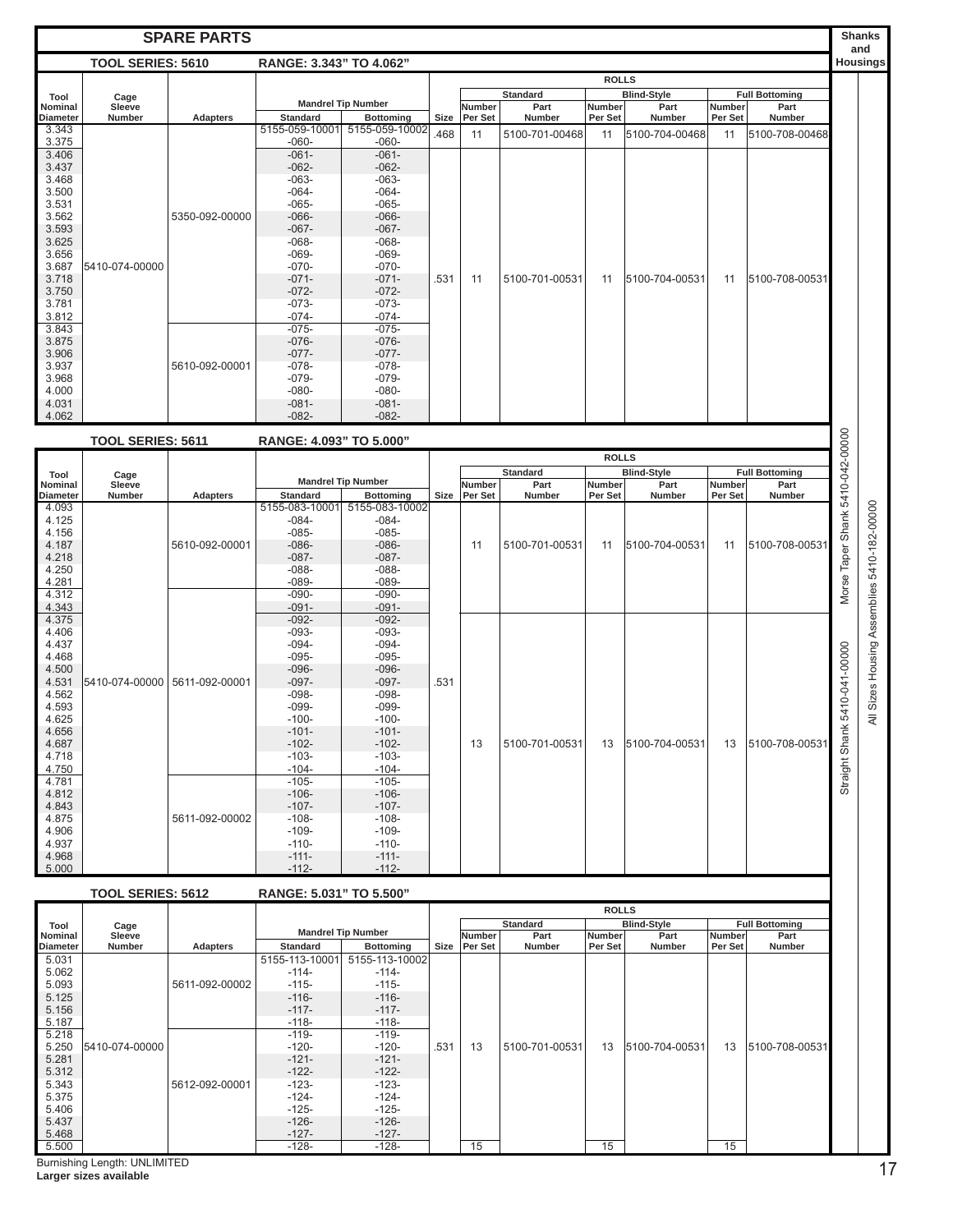# SPARE PARTS

## TOOL SERIES: 5610 — RANGE: 3.343" TO 4.062"

| Tool Nominal Diameter | Cage Sleeve Number | Adapters | Mandrel Tip Number Standard | Mandrel Tip Number Bottoming | Rolls Size | Standard Number Per Set | Standard Part Number | Blind-Style Number Per Set | Blind-Style Part Number | Full Bottoming Number Per Set | Full Bottoming Part Number |
|---|---|---|---|---|---|---|---|---|---|---|---|
| 3.343 | 5410-074-00000 | 5350-092-00000 | 5155-059-10001 | 5155-059-10002 | .468 | 11 | 5100-701-00468 | 11 | 5100-704-00468 | 11 | 5100-708-00468 |
| 3.375 | | | -060- | -060- | | | | | | | |
| 3.406 | | | -061- | -061- | .531 | 11 | 5100-701-00531 | 11 | 5100-704-00531 | 11 | 5100-708-00531 |
| 3.437 | | | -062- | -062- | | | | | | | |
| 3.468 | | | -063- | -063- | | | | | | | |
| 3.500 | | | -064- | -064- | | | | | | | |
| 3.531 | | | -065- | -065- | | | | | | | |
| 3.562 | | | -066- | -066- | | | | | | | |
| 3.593 | | | -067- | -067- | | | | | | | |
| 3.625 | | | -068- | -068- | | | | | | | |
| 3.656 | | | -069- | -069- | | | | | | | |
| 3.687 | | | -070- | -070- | | | | | | | |
| 3.718 | | | -071- | -071- | | | | | | | |
| 3.750 | | | -072- | -072- | | | | | | | |
| 3.781 | | | -073- | -073- | | | | | | | |
| 3.812 | | | -074- | -074- | | | | | | | |
| 3.843 | | 5610-092-00001 | -075- | -075- | | | | | | | |
| 3.875 | | | -076- | -076- | | | | | | | |
| 3.906 | | | -077- | -077- | | | | | | | |
| 3.937 | | | -078- | -078- | | | | | | | |
| 3.968 | | | -079- | -079- | | | | | | | |
| 4.000 | | | -080- | -080- | | | | | | | |
| 4.031 | | | -081- | -081- | | | | | | | |
| 4.062 | | | -082- | -082- | | | | | | | |

## TOOL SERIES: 5611 — RANGE: 4.093" TO 5.000"

| Tool Nominal Diameter | Cage Sleeve Number | Adapters | Mandrel Tip Number Standard | Mandrel Tip Number Bottoming | Rolls Size | Standard Number Per Set | Standard Part Number | Blind-Style Number Per Set | Blind-Style Part Number | Full Bottoming Number Per Set | Full Bottoming Part Number |
|---|---|---|---|---|---|---|---|---|---|---|---|
| 4.093 | 5410-074-00000 | 5610-092-00001 | 5155-083-10001 | 5155-083-10002 | .531 | 11 | 5100-701-00531 | 11 | 5100-704-00531 | 11 | 5100-708-00531 |
| 4.125 | | | -084- | -084- | | | | | | | |
| 4.156 | | | -085- | -085- | | | | | | | |
| 4.187 | | | -086- | -086- | | | | | | | |
| 4.218 | | | -087- | -087- | | | | | | | |
| 4.250 | | | -088- | -088- | | | | | | | |
| 4.281 | | | -089- | -089- | | | | | | | |
| 4.312 | | 5611-092-00001 | -090- | -090- | | | | | | | |
| 4.343 | | | -091- | -091- | | | | | | | |
| 4.375 | | | -092- | -092- | | 13 | 5100-701-00531 | 13 | 5100-704-00531 | 13 | 5100-708-00531 |
| 4.406 | | | -093- | -093- | | | | | | | |
| 4.437 | | | -094- | -094- | | | | | | | |
| 4.468 | | | -095- | -095- | | | | | | | |
| 4.500 | | | -096- | -096- | | | | | | | |
| 4.531 | | | -097- | -097- | | | | | | | |
| 4.562 | | | -098- | -098- | | | | | | | |
| 4.593 | | | -099- | -099- | | | | | | | |
| 4.625 | | | -100- | -100- | | | | | | | |
| 4.656 | | | -101- | -101- | | | | | | | |
| 4.687 | | | -102- | -102- | | | | | | | |
| 4.718 | | | -103- | -103- | | | | | | | |
| 4.750 | | | -104- | -104- | | | | | | | |
| 4.781 | | 5611-092-00002 | -105- | -105- | | | | | | | |
| 4.812 | | | -106- | -106- | | | | | | | |
| 4.843 | | | -107- | -107- | | | | | | | |
| 4.875 | | | -108- | -108- | | | | | | | |
| 4.906 | | | -109- | -109- | | | | | | | |
| 4.937 | | | -110- | -110- | | | | | | | |
| 4.968 | | | -111- | -111- | | | | | | | |
| 5.000 | | | -112- | -112- | | | | | | | |

## TOOL SERIES: 5612 — RANGE: 5.031" TO 5.500"

| Tool Nominal Diameter | Cage Sleeve Number | Adapters | Mandrel Tip Number Standard | Mandrel Tip Number Bottoming | Rolls Size | Standard Number Per Set | Standard Part Number | Blind-Style Number Per Set | Blind-Style Part Number | Full Bottoming Number Per Set | Full Bottoming Part Number |
|---|---|---|---|---|---|---|---|---|---|---|---|
| 5.031 | 5410-074-00000 | 5611-092-00002 | 5155-113-10001 | 5155-113-10002 | .531 | 13 | 5100-701-00531 | 13 | 5100-704-00531 | 13 | 5100-708-00531 |
| 5.062 | | | -114- | -114- | | | | | | | |
| 5.093 | | | -115- | -115- | | | | | | | |
| 5.125 | | | -116- | -116- | | | | | | | |
| 5.156 | | | -117- | -117- | | | | | | | |
| 5.187 | | | -118- | -118- | | | | | | | |
| 5.218 | | 5612-092-00001 | -119- | -119- | | | | | | | |
| 5.250 | | | -120- | -120- | | | | | | | |
| 5.281 | | | -121- | -121- | | | | | | | |
| 5.312 | | | -122- | -122- | | | | | | | |
| 5.343 | | | -123- | -123- | | | | | | | |
| 5.375 | | | -124- | -124- | | | | | | | |
| 5.406 | | | -125- | -125- | | | | | | | |
| 5.437 | | | -126- | -126- | | | | | | | |
| 5.468 | | | -127- | -127- | | | | | | | |
| 5.500 | | | -128- | -128- | | 15 | | 15 | | 15 | |

**Shanks and Housings**

- Morse Taper Shank 5410-042-00000
- Straight Shank 5410-041-00000
- All Sizes Housing Assemblies 5410-182-00000

Burnishing Length: UNLIMITED

**Larger sizes available**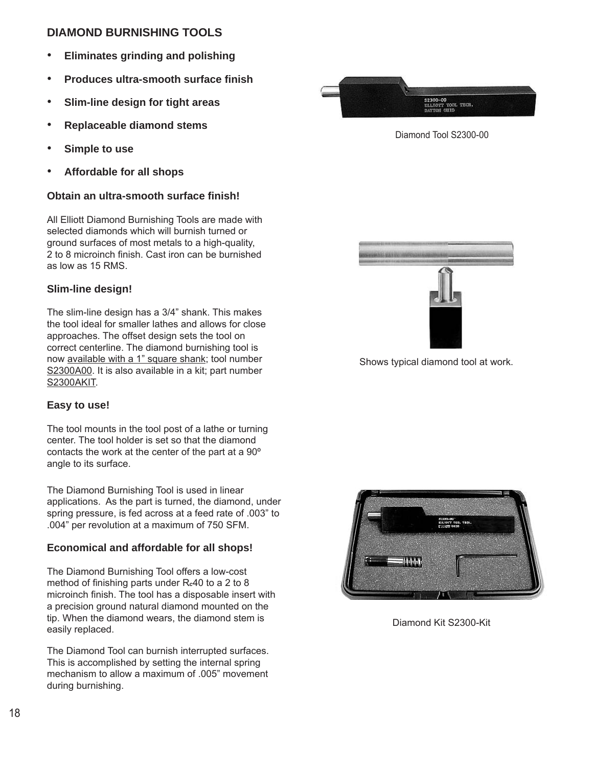## DIAMOND BURNISHING TOOLS

- **Eliminates grinding and polishing**
- **Produces ultra-smooth surface finish**
- **Slim-line design for tight areas**
- **Replaceable diamond stems**
- **Simple to use**
- **Affordable for all shops**

### Obtain an ultra-smooth surface finish!

All Elliott Diamond Burnishing Tools are made with selected diamonds which will burnish turned or ground surfaces of most metals to a high-quality, 2 to 8 microinch finish. Cast iron can be burnished as low as 15 RMS.

### Slim-line design!

The slim-line design has a 3/4" shank. This makes the tool ideal for smaller lathes and allows for close approaches. The offset design sets the tool on correct centerline. The diamond burnishing tool is now available with a 1" square shank; tool number S2300A00. It is also available in a kit; part number S2300AKIT.

### Easy to use!

The tool mounts in the tool post of a lathe or turning center. The tool holder is set so that the diamond contacts the work at the center of the part at a 90º angle to its surface.

The Diamond Burnishing Tool is used in linear applications. As the part is turned, the diamond, under spring pressure, is fed across at a feed rate of .003" to .004" per revolution at a maximum of 750 SFM.

### Economical and affordable for all shops!

The Diamond Burnishing Tool offers a low-cost method of finishing parts under $R_c$40 to a 2 to 8 microinch finish. The tool has a disposable insert with a precision ground natural diamond mounted on the tip. When the diamond wears, the diamond stem is easily replaced.

The Diamond Tool can burnish interrupted surfaces. This is accomplished by setting the internal spring mechanism to allow a maximum of .005" movement during burnishing.

Diamond Tool S2300-00

Shows typical diamond tool at work.

Diamond Kit S2300-Kit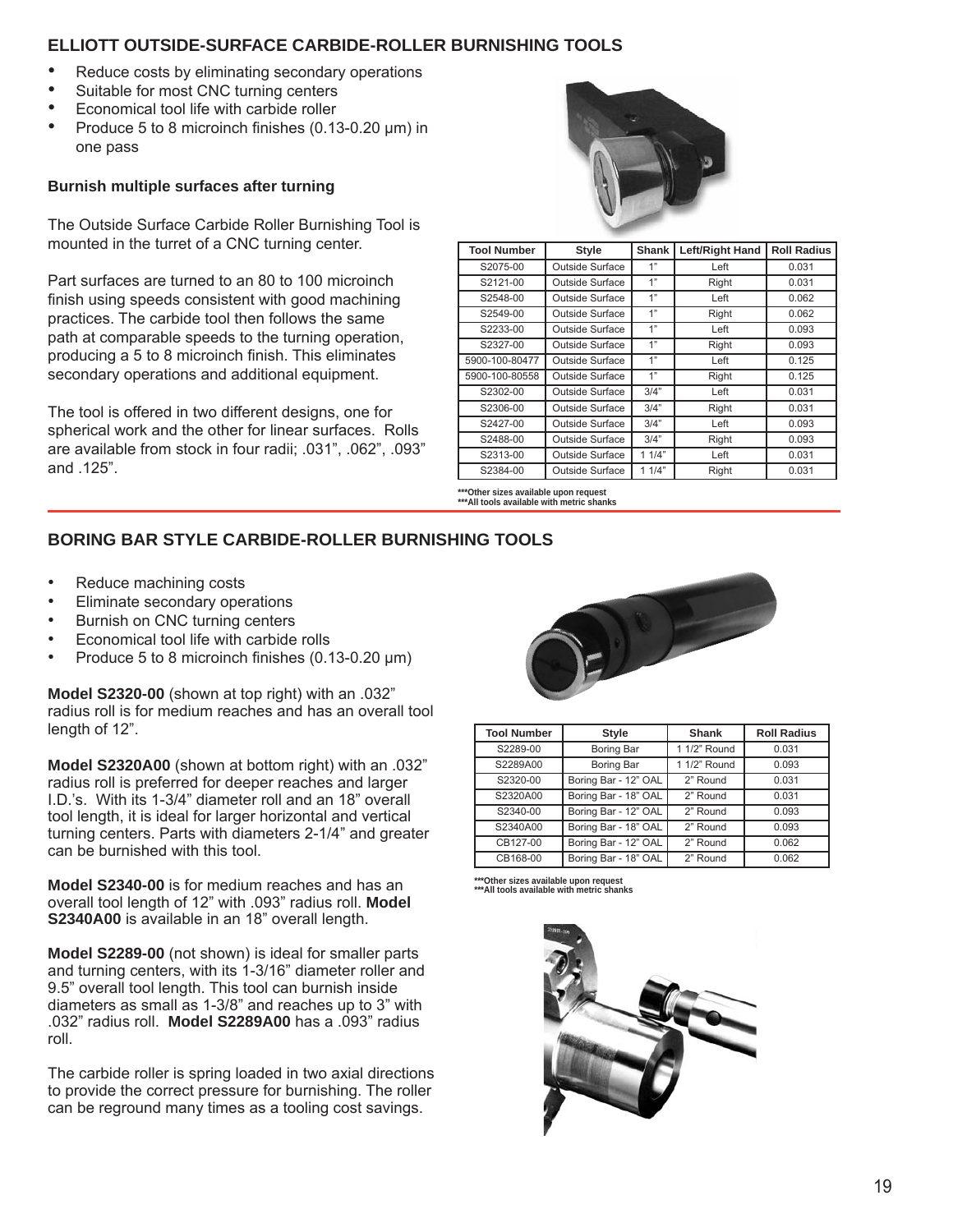## ELLIOTT OUTSIDE-SURFACE CARBIDE-ROLLER BURNISHING TOOLS

- Reduce costs by eliminating secondary operations
- Suitable for most CNC turning centers
- Economical tool life with carbide roller
- Produce 5 to 8 microinch finishes (0.13-0.20 μm) in one pass

**Burnish multiple surfaces after turning**

The Outside Surface Carbide Roller Burnishing Tool is mounted in the turret of a CNC turning center.

Part surfaces are turned to an 80 to 100 microinch finish using speeds consistent with good machining practices. The carbide tool then follows the same path at comparable speeds to the turning operation, producing a 5 to 8 microinch finish. This eliminates secondary operations and additional equipment.

The tool is offered in two different designs, one for spherical work and the other for linear surfaces. Rolls are available from stock in four radii; .031", .062", .093" and .125".

| Tool Number | Style | Shank | Left/Right Hand | Roll Radius |
|---|---|---|---|---|
| S2075-00 | Outside Surface | 1" | Left | 0.031 |
| S2121-00 | Outside Surface | 1" | Right | 0.031 |
| S2548-00 | Outside Surface | 1" | Left | 0.062 |
| S2549-00 | Outside Surface | 1" | Right | 0.062 |
| S2233-00 | Outside Surface | 1" | Left | 0.093 |
| S2327-00 | Outside Surface | 1" | Right | 0.093 |
| 5900-100-80477 | Outside Surface | 1" | Left | 0.125 |
| 5900-100-80558 | Outside Surface | 1" | Right | 0.125 |
| S2302-00 | Outside Surface | 3/4" | Left | 0.031 |
| S2306-00 | Outside Surface | 3/4" | Right | 0.031 |
| S2427-00 | Outside Surface | 3/4" | Left | 0.093 |
| S2488-00 | Outside Surface | 3/4" | Right | 0.093 |
| S2313-00 | Outside Surface | 1 1/4" | Left | 0.031 |
| S2384-00 | Outside Surface | 1 1/4" | Right | 0.031 |

***Other sizes available upon request
***All tools available with metric shanks

## BORING BAR STYLE CARBIDE-ROLLER BURNISHING TOOLS

- Reduce machining costs
- Eliminate secondary operations
- Burnish on CNC turning centers
- Economical tool life with carbide rolls
- Produce 5 to 8 microinch finishes (0.13-0.20 μm)

**Model S2320-00** (shown at top right) with an .032" radius roll is for medium reaches and has an overall tool length of 12".

**Model S2320A00** (shown at bottom right) with an .032" radius roll is preferred for deeper reaches and larger I.D.'s. With its 1-3/4" diameter roll and an 18" overall tool length, it is ideal for larger horizontal and vertical turning centers. Parts with diameters 2-1/4" and greater can be burnished with this tool.

**Model S2340-00** is for medium reaches and has an overall tool length of 12" with .093" radius roll. **Model S2340A00** is available in an 18" overall length.

**Model S2289-00** (not shown) is ideal for smaller parts and turning centers, with its 1-3/16" diameter roller and 9.5" overall tool length. This tool can burnish inside diameters as small as 1-3/8" and reaches up to 3" with .032" radius roll. **Model S2289A00** has a .093" radius roll.

The carbide roller is spring loaded in two axial directions to provide the correct pressure for burnishing. The roller can be reground many times as a tooling cost savings.

| Tool Number | Style | Shank | Roll Radius |
|---|---|---|---|
| S2289-00 | Boring Bar | 1 1/2" Round | 0.031 |
| S2289A00 | Boring Bar | 1 1/2" Round | 0.093 |
| S2320-00 | Boring Bar - 12" OAL | 2" Round | 0.031 |
| S2320A00 | Boring Bar - 18" OAL | 2" Round | 0.031 |
| S2340-00 | Boring Bar - 12" OAL | 2" Round | 0.093 |
| S2340A00 | Boring Bar - 18" OAL | 2" Round | 0.093 |
| CB127-00 | Boring Bar - 12" OAL | 2" Round | 0.062 |
| CB168-00 | Boring Bar - 18" OAL | 2" Round | 0.062 |

***Other sizes available upon request
***All tools available with metric shanks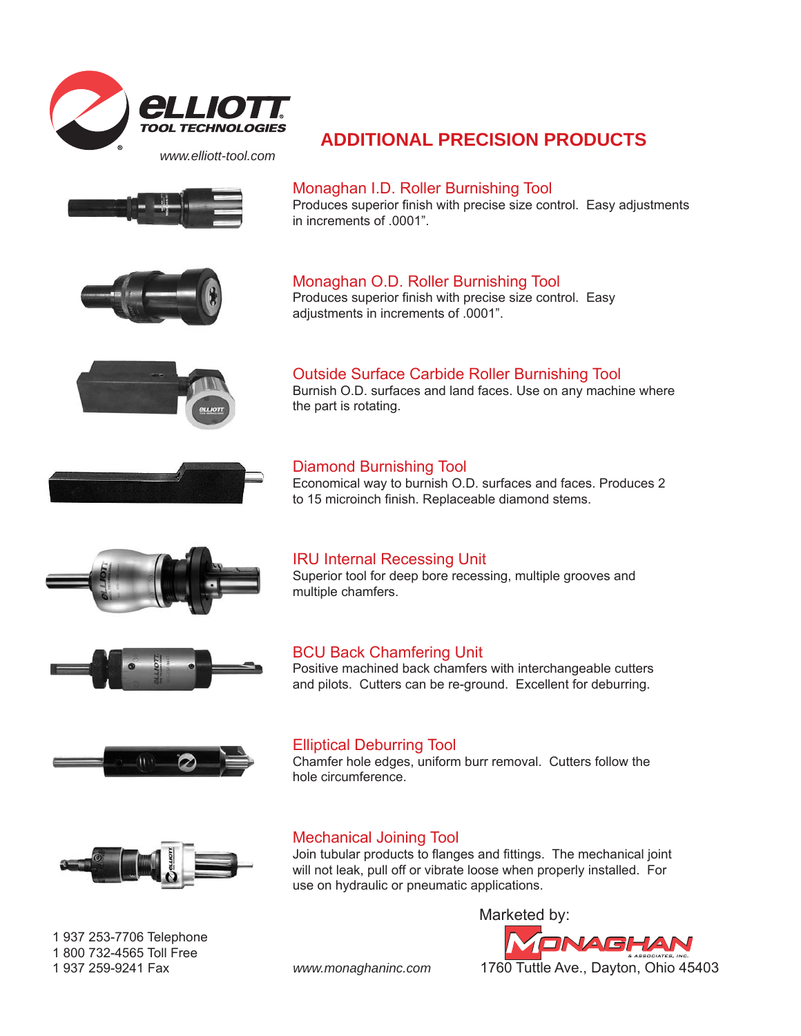ELLIOTT TOOL TECHNOLOGIES

*www.elliott-tool.com*

# ADDITIONAL PRECISION PRODUCTS

## Monaghan I.D. Roller Burnishing Tool
Produces superior finish with precise size control. Easy adjustments in increments of .0001".

## Monaghan O.D. Roller Burnishing Tool
Produces superior finish with precise size control. Easy adjustments in increments of .0001".

## Outside Surface Carbide Roller Burnishing Tool
Burnish O.D. surfaces and land faces. Use on any machine where the part is rotating.

## Diamond Burnishing Tool
Economical way to burnish O.D. surfaces and faces. Produces 2 to 15 microinch finish. Replaceable diamond stems.

## IRU Internal Recessing Unit
Superior tool for deep bore recessing, multiple grooves and multiple chamfers.

## BCU Back Chamfering Unit
Positive machined back chamfers with interchangeable cutters and pilots. Cutters can be re-ground. Excellent for deburring.

## Elliptical Deburring Tool
Chamfer hole edges, uniform burr removal. Cutters follow the hole circumference.

## Mechanical Joining Tool
Join tubular products to flanges and fittings. The mechanical joint will not leak, pull off or vibrate loose when properly installed. For use on hydraulic or pneumatic applications.

1 937 253-7706 Telephone
1 800 732-4565 Toll Free
1 937 259-9241 Fax

*www.monaghaninc.com*

Marketed by:

MONAGHAN & ASSOCIATES, INC.

1760 Tuttle Ave., Dayton, Ohio 45403